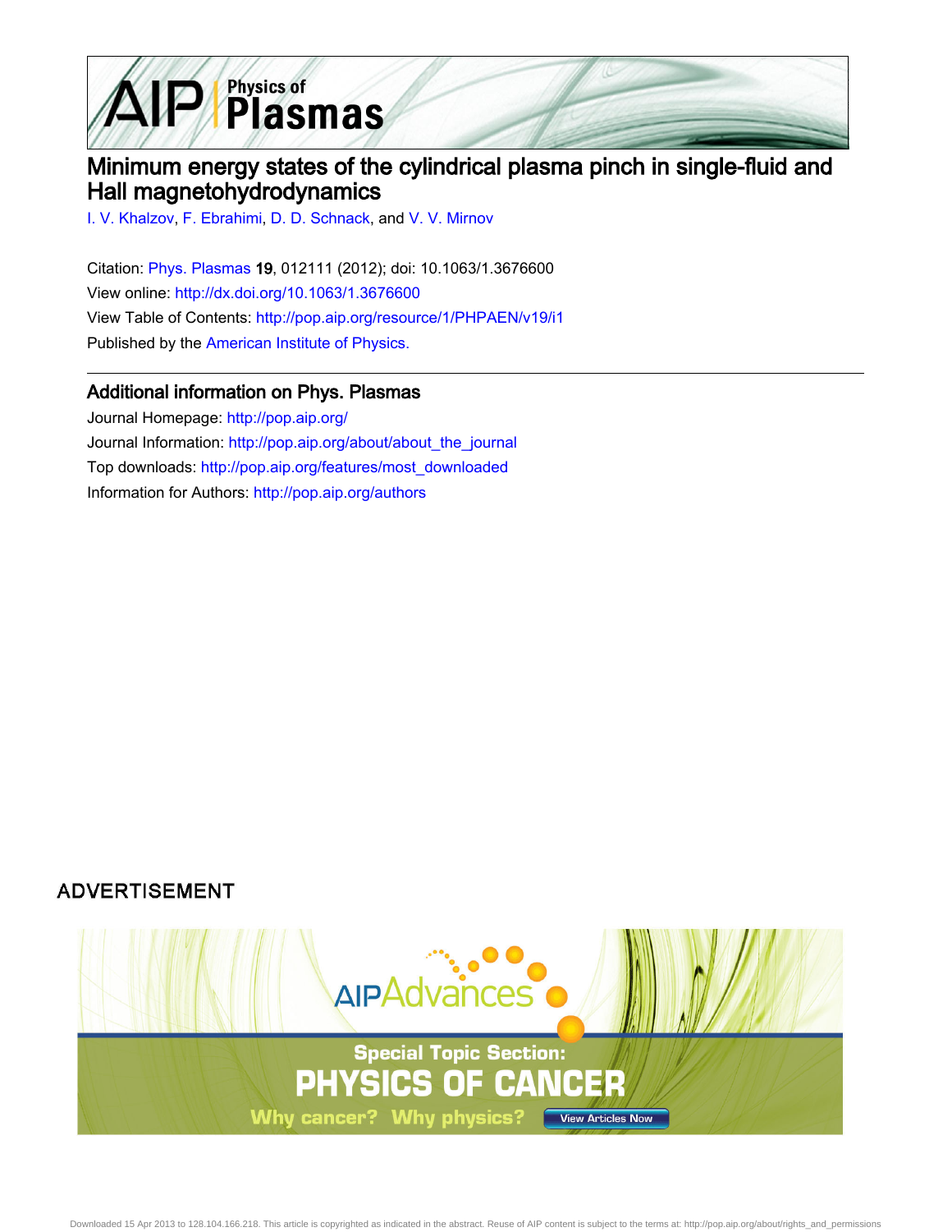# Minimum energy states of the cylindrical plasma pinch in single-fluid and Hall magnetohydrodynamics

I. V. Khalzov, F. Ebrahimi, D. D. Schnack, and V. V. Mirnov

Citation: Phys. Plasmas **19**, 012111 (2012); doi: 10.1063/1.3676600

View online: http://dx.doi.org/10.1063/1.3676600

View Table of Contents: http://pop.aip.org/resource/1/PHPAEN/v19/i1

Published by the American Institute of Physics.

## Additional information on Phys. Plasmas

Journal Homepage: http://pop.aip.org/

Journal Information: http://pop.aip.org/about/about_the_journal

Top downloads: http://pop.aip.org/features/most_downloaded

Information for Authors: http://pop.aip.org/authors

ADVERTISEMENT

AIP Advances

Special Topic Section: PHYSICS OF CANCER

Why cancer? Why physics? View Articles Now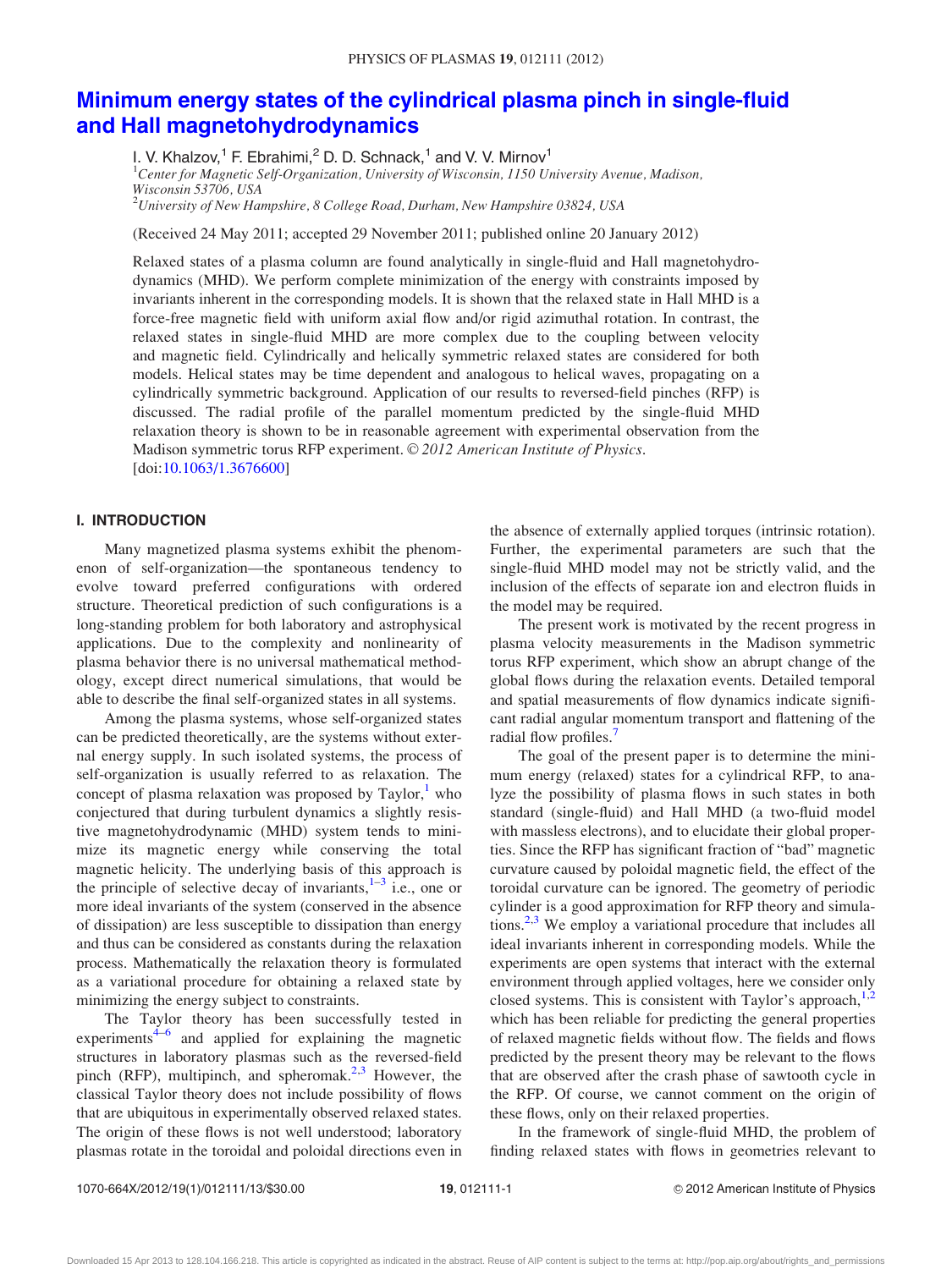# Minimum energy states of the cylindrical plasma pinch in single-fluid and Hall magnetohydrodynamics

I. V. Khalzov,[1] F. Ebrahimi,[2] D. D. Schnack,[1] and V. V. Mirnov[1]

[1]*Center for Magnetic Self-Organization, University of Wisconsin, 1150 University Avenue, Madison, Wisconsin 53706, USA*
[2]*University of New Hampshire, 8 College Road, Durham, New Hampshire 03824, USA*

(Received 24 May 2011; accepted 29 November 2011; published online 20 January 2012)

Relaxed states of a plasma column are found analytically in single-fluid and Hall magnetohydrodynamics (MHD). We perform complete minimization of the energy with constraints imposed by invariants inherent in the corresponding models. It is shown that the relaxed state in Hall MHD is a force-free magnetic field with uniform axial flow and/or rigid azimuthal rotation. In contrast, the relaxed states in single-fluid MHD are more complex due to the coupling between velocity and magnetic field. Cylindrically and helically symmetric relaxed states are considered for both models. Helical states may be time dependent and analogous to helical waves, propagating on a cylindrically symmetric background. Application of our results to reversed-field pinches (RFP) is discussed. The radial profile of the parallel momentum predicted by the single-fluid MHD relaxation theory is shown to be in reasonable agreement with experimental observation from the Madison symmetric torus RFP experiment. © *2012 American Institute of Physics*. [doi:10.1063/1.3676600]

## I. INTRODUCTION

Many magnetized plasma systems exhibit the phenomenon of self-organization—the spontaneous tendency to evolve toward preferred configurations with ordered structure. Theoretical prediction of such configurations is a long-standing problem for both laboratory and astrophysical applications. Due to the complexity and nonlinearity of plasma behavior there is no universal mathematical methodology, except direct numerical simulations, that would be able to describe the final self-organized states in all systems.

Among the plasma systems, whose self-organized states can be predicted theoretically, are the systems without external energy supply. In such isolated systems, the process of self-organization is usually referred to as relaxation. The concept of plasma relaxation was proposed by Taylor,[1] who conjectured that during turbulent dynamics a slightly resistive magnetohydrodynamic (MHD) system tends to minimize its magnetic energy while conserving the total magnetic helicity. The underlying basis of this approach is the principle of selective decay of invariants,[1–3] i.e., one or more ideal invariants of the system (conserved in the absence of dissipation) are less susceptible to dissipation than energy and thus can be considered as constants during the relaxation process. Mathematically the relaxation theory is formulated as a variational procedure for obtaining a relaxed state by minimizing the energy subject to constraints.

The Taylor theory has been successfully tested in experiments[4–6] and applied for explaining the magnetic structures in laboratory plasmas such as the reversed-field pinch (RFP), multipinch, and spheromak.[2,3] However, the classical Taylor theory does not include possibility of flows that are ubiquitous in experimentally observed relaxed states. The origin of these flows is not well understood; laboratory plasmas rotate in the toroidal and poloidal directions even in the absence of externally applied torques (intrinsic rotation). Further, the experimental parameters are such that the single-fluid MHD model may not be strictly valid, and the inclusion of the effects of separate ion and electron fluids in the model may be required.

The present work is motivated by the recent progress in plasma velocity measurements in the Madison symmetric torus RFP experiment, which show an abrupt change of the global flows during the relaxation events. Detailed temporal and spatial measurements of flow dynamics indicate significant radial angular momentum transport and flattening of the radial flow profiles.[7]

The goal of the present paper is to determine the minimum energy (relaxed) states for a cylindrical RFP, to analyze the possibility of plasma flows in such states in both standard (single-fluid) and Hall MHD (a two-fluid model with massless electrons), and to elucidate their global properties. Since the RFP has significant fraction of "bad" magnetic curvature caused by poloidal magnetic field, the effect of the toroidal curvature can be ignored. The geometry of periodic cylinder is a good approximation for RFP theory and simulations.[2,3] We employ a variational procedure that includes all ideal invariants inherent in corresponding models. While the experiments are open systems that interact with the external environment through applied voltages, here we consider only closed systems. This is consistent with Taylor's approach,[1,2] which has been reliable for predicting the general properties of relaxed magnetic fields without flow. The fields and flows predicted by the present theory may be relevant to the flows that are observed after the crash phase of sawtooth cycle in the RFP. Of course, we cannot comment on the origin of these flows, only on their relaxed properties.

In the framework of single-fluid MHD, the problem of finding relaxed states with flows in geometries relevant to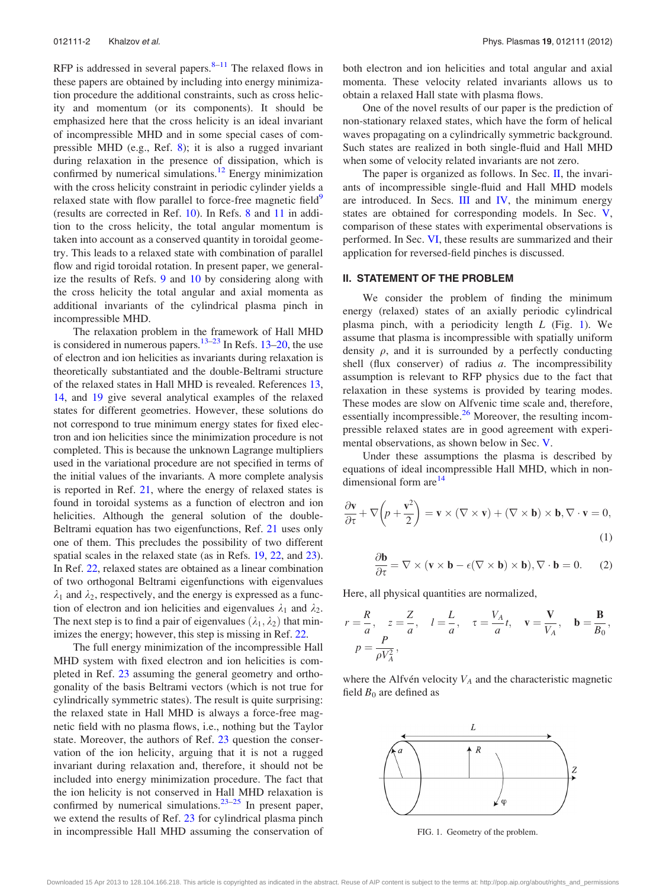RFP is addressed in several papers.[8–11] The relaxed flows in these papers are obtained by including into energy minimization procedure the additional constraints, such as cross helicity and momentum (or its components). It should be emphasized here that the cross helicity is an ideal invariant of incompressible MHD and in some special cases of compressible MHD (e.g., Ref. 8); it is also a rugged invariant during relaxation in the presence of dissipation, which is confirmed by numerical simulations.[12] Energy minimization with the cross helicity constraint in periodic cylinder yields a relaxed state with flow parallel to force-free magnetic field[9] (results are corrected in Ref. 10). In Refs. 8 and 11 in addition to the cross helicity, the total angular momentum is taken into account as a conserved quantity in toroidal geometry. This leads to a relaxed state with combination of parallel flow and rigid toroidal rotation. In present paper, we generalize the results of Refs. 9 and 10 by considering along with the cross helicity the total angular and axial momenta as additional invariants of the cylindrical plasma pinch in incompressible MHD.

The relaxation problem in the framework of Hall MHD is considered in numerous papers.[13–23] In Refs. 13–20, the use of electron and ion helicities as invariants during relaxation is theoretically substantiated and the double-Beltrami structure of the relaxed states in Hall MHD is revealed. References 13, 14, and 19 give several analytical examples of the relaxed states for different geometries. However, these solutions do not correspond to true minimum energy states for fixed electron and ion helicities since the minimization procedure is not completed. This is because the unknown Lagrange multipliers used in the variational procedure are not specified in terms of the initial values of the invariants. A more complete analysis is reported in Ref. 21, where the energy of relaxed states is found in toroidal systems as a function of electron and ion helicities. Although the general solution of the double-Beltrami equation has two eigenfunctions, Ref. 21 uses only one of them. This precludes the possibility of two different spatial scales in the relaxed state (as in Refs. 19, 22, and 23). In Ref. 22, relaxed states are obtained as a linear combination of two orthogonal Beltrami eigenfunctions with eigenvalues $\lambda_1$ and $\lambda_2$, respectively, and the energy is expressed as a function of electron and ion helicities and eigenvalues $\lambda_1$ and $\lambda_2$. The next step is to find a pair of eigenvalues $(\lambda_1, \lambda_2)$ that minimizes the energy; however, this step is missing in Ref. 22.

The full energy minimization of the incompressible Hall MHD system with fixed electron and ion helicities is completed in Ref. 23 assuming the general geometry and orthogonality of the basis Beltrami vectors (which is not true for cylindrically symmetric states). The result is quite surprising: the relaxed state in Hall MHD is always a force-free magnetic field with no plasma flows, i.e., nothing but the Taylor state. Moreover, the authors of Ref. 23 question the conservation of the ion helicity, arguing that it is not a rugged invariant during relaxation and, therefore, it should not be included into energy minimization procedure. The fact that the ion helicity is not conserved in Hall MHD relaxation is confirmed by numerical simulations.[23–25] In present paper, we extend the results of Ref. 23 for cylindrical plasma pinch in incompressible Hall MHD assuming the conservation of both electron and ion helicities and total angular and axial momenta. These velocity related invariants allows us to obtain a relaxed Hall state with plasma flows.

One of the novel results of our paper is the prediction of non-stationary relaxed states, which have the form of helical waves propagating on a cylindrically symmetric background. Such states are realized in both single-fluid and Hall MHD when some of velocity related invariants are not zero.

The paper is organized as follows. In Sec. II, the invariants of incompressible single-fluid and Hall MHD models are introduced. In Secs. III and IV, the minimum energy states are obtained for corresponding models. In Sec. V, comparison of these states with experimental observations is performed. In Sec. VI, these results are summarized and their application for reversed-field pinches is discussed.

## II. STATEMENT OF THE PROBLEM

We consider the problem of finding the minimum energy (relaxed) states of an axially periodic cylindrical plasma pinch, with a periodicity length $L$ (Fig. 1). We assume that plasma is incompressible with spatially uniform density $\rho$, and it is surrounded by a perfectly conducting shell (flux conserver) of radius $a$. The incompressibility assumption is relevant to RFP physics due to the fact that relaxation in these systems is provided by tearing modes. These modes are slow on Alfvenic time scale and, therefore, essentially incompressible.[26] Moreover, the resulting incompressible relaxed states are in good agreement with experimental observations, as shown below in Sec. V.

Under these assumptions the plasma is described by equations of ideal incompressible Hall MHD, which in non-dimensional form are[14]

$$\frac{\partial \mathbf{v}}{\partial \tau} + \nabla\left(p + \frac{\mathbf{v}^2}{2}\right) = \mathbf{v} \times (\nabla \times \mathbf{v}) + (\nabla \times \mathbf{b}) \times \mathbf{b}, \nabla \cdot \mathbf{v} = 0, \tag{1}$$

$$\frac{\partial \mathbf{b}}{\partial \tau} = \nabla \times (\mathbf{v} \times \mathbf{b} - \epsilon(\nabla \times \mathbf{b}) \times \mathbf{b}), \nabla \cdot \mathbf{b} = 0. \tag{2}$$

Here, all physical quantities are normalized,

$$r = \frac{R}{a}, \quad z = \frac{Z}{a}, \quad l = \frac{L}{a}, \quad \tau = \frac{V_A}{a}t, \quad \mathbf{v} = \frac{\mathbf{V}}{V_A}, \quad \mathbf{b} = \frac{\mathbf{B}}{B_0},$$
$$p = \frac{P}{\rho V_A^2},$$

where the Alfvén velocity $V_A$ and the characteristic magnetic field $B_0$ are defined as

FIG. 1. Geometry of the problem.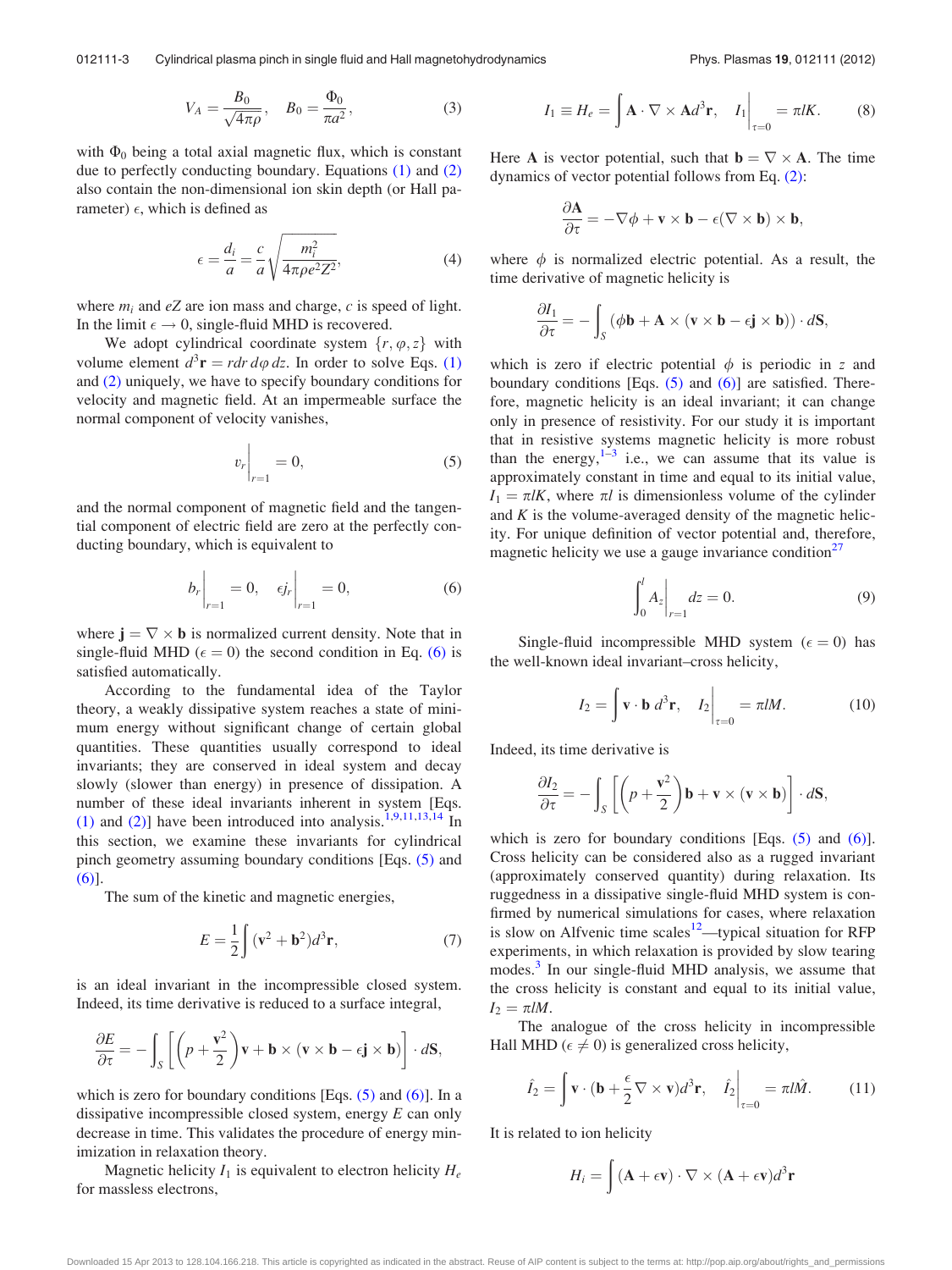$$V_A = \frac{B_0}{\sqrt{4\pi\rho}}, \quad B_0 = \frac{\Phi_0}{\pi a^2}, \tag{3}$$

with $\Phi_0$ being a total axial magnetic flux, which is constant due to perfectly conducting boundary. Equations (1) and (2) also contain the non-dimensional ion skin depth (or Hall parameter) $\epsilon$, which is defined as

$$\epsilon = \frac{d_i}{a} = \frac{c}{a}\sqrt{\frac{m_i^2}{4\pi\rho e^2 Z^2}}, \tag{4}$$

where $m_i$ and $eZ$ are ion mass and charge, $c$ is speed of light. In the limit $\epsilon \to 0$, single-fluid MHD is recovered.

We adopt cylindrical coordinate system $\{r, \varphi, z\}$ with volume element $d^3\mathbf{r} = r dr\, d\varphi\, dz$. In order to solve Eqs. (1) and (2) uniquely, we have to specify boundary conditions for velocity and magnetic field. At an impermeable surface the normal component of velocity vanishes,

$$v_r\Big|_{r=1} = 0, \tag{5}$$

and the normal component of magnetic field and the tangential component of electric field are zero at the perfectly conducting boundary, which is equivalent to

$$b_r\Big|_{r=1} = 0, \quad \epsilon j_r\Big|_{r=1} = 0, \tag{6}$$

where $\mathbf{j} = \nabla \times \mathbf{b}$ is normalized current density. Note that in single-fluid MHD ($\epsilon = 0$) the second condition in Eq. (6) is satisfied automatically.

According to the fundamental idea of the Taylor theory, a weakly dissipative system reaches a state of minimum energy without significant change of certain global quantities. These quantities usually correspond to ideal invariants; they are conserved in ideal system and decay slowly (slower than energy) in presence of dissipation. A number of these ideal invariants inherent in system [Eqs. (1) and (2)] have been introduced into analysis.[1,9,11,13,14] In this section, we examine these invariants for cylindrical pinch geometry assuming boundary conditions [Eqs. (5) and (6)].

The sum of the kinetic and magnetic energies,

$$E = \frac{1}{2}\int (\mathbf{v}^2 + \mathbf{b}^2) d^3\mathbf{r}, \tag{7}$$

is an ideal invariant in the incompressible closed system. Indeed, its time derivative is reduced to a surface integral,

$$\frac{\partial E}{\partial \tau} = -\int_S \left[\left(p + \frac{\mathbf{v}^2}{2}\right)\mathbf{v} + \mathbf{b} \times (\mathbf{v} \times \mathbf{b} - \epsilon \mathbf{j} \times \mathbf{b})\right] \cdot d\mathbf{S},$$

which is zero for boundary conditions [Eqs. (5) and (6)]. In a dissipative incompressible closed system, energy $E$ can only decrease in time. This validates the procedure of energy minimization in relaxation theory.

Magnetic helicity $I_1$ is equivalent to electron helicity $H_e$ for massless electrons,

$$I_1 \equiv H_e = \int \mathbf{A} \cdot \nabla \times \mathbf{A} d^3\mathbf{r}, \quad I_1\Big|_{\tau=0} = \pi l K. \tag{8}$$

Here $\mathbf{A}$ is vector potential, such that $\mathbf{b} = \nabla \times \mathbf{A}$. The time dynamics of vector potential follows from Eq. (2):

$$\frac{\partial \mathbf{A}}{\partial \tau} = -\nabla\phi + \mathbf{v} \times \mathbf{b} - \epsilon(\nabla \times \mathbf{b}) \times \mathbf{b},$$

where $\phi$ is normalized electric potential. As a result, the time derivative of magnetic helicity is

$$\frac{\partial I_1}{\partial \tau} = -\int_S (\phi\mathbf{b} + \mathbf{A} \times (\mathbf{v} \times \mathbf{b} - \epsilon \mathbf{j} \times \mathbf{b})) \cdot d\mathbf{S},$$

which is zero if electric potential $\phi$ is periodic in $z$ and boundary conditions [Eqs. (5) and (6)] are satisfied. Therefore, magnetic helicity is an ideal invariant; it can change only in presence of resistivity. For our study it is important that in resistive systems magnetic helicity is more robust than the energy,[1–3] i.e., we can assume that its value is approximately constant in time and equal to its initial value, $I_1 = \pi l K$, where $\pi l$ is dimensionless volume of the cylinder and $K$ is the volume-averaged density of the magnetic helicity. For unique definition of vector potential and, therefore, magnetic helicity we use a gauge invariance condition[27]

$$\int_0^l A_z\Big|_{r=1} dz = 0. \tag{9}$$

Single-fluid incompressible MHD system ($\epsilon = 0$) has the well-known ideal invariant–cross helicity,

$$I_2 = \int \mathbf{v} \cdot \mathbf{b}\, d^3\mathbf{r}, \quad I_2\Big|_{\tau=0} = \pi l M. \tag{10}$$

Indeed, its time derivative is

$$\frac{\partial I_2}{\partial \tau} = -\int_S \left[\left(p + \frac{\mathbf{v}^2}{2}\right)\mathbf{b} + \mathbf{v} \times (\mathbf{v} \times \mathbf{b})\right] \cdot d\mathbf{S},$$

which is zero for boundary conditions [Eqs. (5) and (6)]. Cross helicity can be considered also as a rugged invariant (approximately conserved quantity) during relaxation. Its ruggedness in a dissipative single-fluid MHD system is confirmed by numerical simulations for cases, where relaxation is slow on Alfvenic time scales[12]—typical situation for RFP experiments, in which relaxation is provided by slow tearing modes.[3] In our single-fluid MHD analysis, we assume that the cross helicity is constant and equal to its initial value, $I_2 = \pi l M$.

The analogue of the cross helicity in incompressible Hall MHD ($\epsilon \neq 0$) is generalized cross helicity,

$$\hat{I}_2 = \int \mathbf{v} \cdot (\mathbf{b} + \frac{\epsilon}{2}\nabla \times \mathbf{v}) d^3\mathbf{r}, \quad \hat{I}_2\Big|_{\tau=0} = \pi l \hat{M}. \tag{11}$$

It is related to ion helicity

$$H_i = \int (\mathbf{A} + \epsilon\mathbf{v}) \cdot \nabla \times (\mathbf{A} + \epsilon\mathbf{v}) d^3\mathbf{r}$$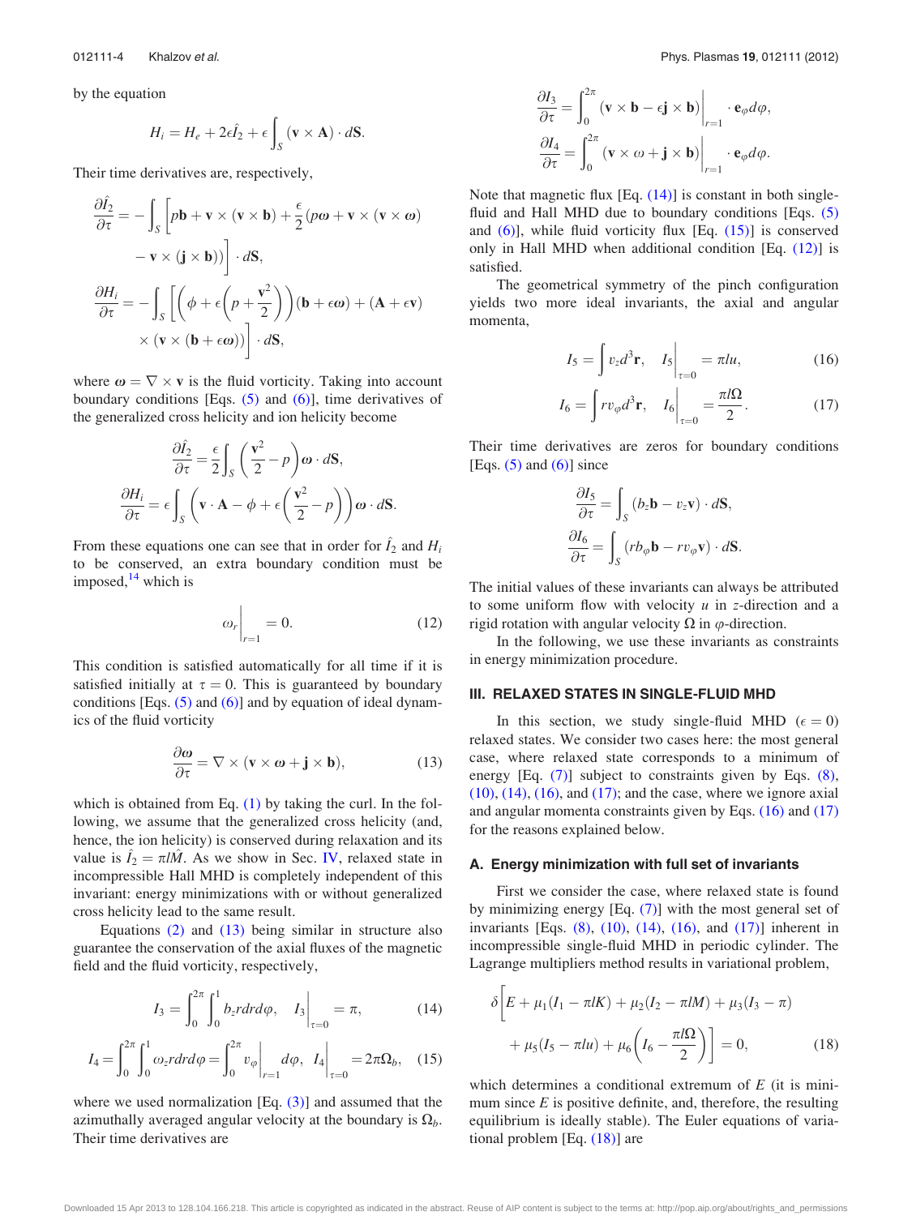by the equation

$$H_i = H_e + 2\epsilon \hat{I}_2 + \epsilon \int_S (\mathbf{v} \times \mathbf{A}) \cdot d\mathbf{S}.$$

Their time derivatives are, respectively,

$$\frac{\partial \hat{I}_2}{\partial \tau} = -\int_S \left[ p\mathbf{b} + \mathbf{v} \times (\mathbf{v} \times \mathbf{b}) + \frac{\epsilon}{2}(p\boldsymbol{\omega} + \mathbf{v} \times (\mathbf{v} \times \boldsymbol{\omega})) - \mathbf{v} \times (\mathbf{j} \times \mathbf{b}) \right] \cdot d\mathbf{S},$$

$$\frac{\partial H_i}{\partial \tau} = -\int_S \left[ \left( \phi + \epsilon \left( p + \frac{\mathbf{v}^2}{2} \right) \right) (\mathbf{b} + \epsilon \boldsymbol{\omega}) + (\mathbf{A} + \epsilon \mathbf{v}) \times (\mathbf{v} \times (\mathbf{b} + \epsilon \boldsymbol{\omega})) \right] \cdot d\mathbf{S},$$

where $\boldsymbol{\omega} = \nabla \times \mathbf{v}$ is the fluid vorticity. Taking into account boundary conditions [Eqs. (5) and (6)], time derivatives of the generalized cross helicity and ion helicity become

$$\frac{\partial \hat{I}_2}{\partial \tau} = \frac{\epsilon}{2} \int_S \left( \frac{\mathbf{v}^2}{2} - p \right) \boldsymbol{\omega} \cdot d\mathbf{S},$$

$$\frac{\partial H_i}{\partial \tau} = \epsilon \int_S \left( \mathbf{v} \cdot \mathbf{A} - \phi + \epsilon \left( \frac{\mathbf{v}^2}{2} - p \right) \right) \boldsymbol{\omega} \cdot d\mathbf{S}.$$

From these equations one can see that in order for $\hat{I}_2$ and $H_i$ to be conserved, an extra boundary condition must be imposed,[14] which is

$$\omega_r \Big|_{r=1} = 0. \tag{12}$$

This condition is satisfied automatically for all time if it is satisfied initially at $\tau = 0$. This is guaranteed by boundary conditions [Eqs. (5) and (6)] and by equation of ideal dynamics of the fluid vorticity

$$\frac{\partial \boldsymbol{\omega}}{\partial \tau} = \nabla \times (\mathbf{v} \times \boldsymbol{\omega} + \mathbf{j} \times \mathbf{b}), \tag{13}$$

which is obtained from Eq. (1) by taking the curl. In the following, we assume that the generalized cross helicity (and, hence, the ion helicity) is conserved during relaxation and its value is $\hat{I}_2 = \pi l \hat{M}$. As we show in Sec. IV, relaxed state in incompressible Hall MHD is completely independent of this invariant: energy minimizations with or without generalized cross helicity lead to the same result.

Equations (2) and (13) being similar in structure also guarantee the conservation of the axial fluxes of the magnetic field and the fluid vorticity, respectively,

$$I_3 = \int_0^{2\pi} \int_0^1 b_z r dr d\varphi, \quad I_3 \Big|_{\tau=0} = \pi, \tag{14}$$

$$I_4 = \int_0^{2\pi} \int_0^1 \omega_z r dr d\varphi = \int_0^{2\pi} v_\varphi \Big|_{r=1} d\varphi, \quad I_4 \Big|_{\tau=0} = 2\pi \Omega_b, \tag{15}$$

where we used normalization [Eq. (3)] and assumed that the azimuthally averaged angular velocity at the boundary is $\Omega_b$. Their time derivatives are

$$\frac{\partial I_3}{\partial \tau} = \int_0^{2\pi} (\mathbf{v} \times \mathbf{b} - \epsilon \mathbf{j} \times \mathbf{b}) \Big|_{r=1} \cdot \mathbf{e}_\varphi d\varphi,$$

$$\frac{\partial I_4}{\partial \tau} = \int_0^{2\pi} (\mathbf{v} \times \omega + \mathbf{j} \times \mathbf{b}) \Big|_{r=1} \cdot \mathbf{e}_\varphi d\varphi.$$

Note that magnetic flux [Eq. (14)] is constant in both single-fluid and Hall MHD due to boundary conditions [Eqs. (5) and (6)], while fluid vorticity flux [Eq. (15)] is conserved only in Hall MHD when additional condition [Eq. (12)] is satisfied.

The geometrical symmetry of the pinch configuration yields two more ideal invariants, the axial and angular momenta,

$$I_5 = \int v_z d^3\mathbf{r}, \quad I_5 \Big|_{\tau=0} = \pi l u, \tag{16}$$

$$I_6 = \int r v_\varphi d^3\mathbf{r}, \quad I_6 \Big|_{\tau=0} = \frac{\pi l \Omega}{2}. \tag{17}$$

Their time derivatives are zeros for boundary conditions [Eqs. (5) and (6)] since

$$\frac{\partial I_5}{\partial \tau} = \int_S (b_z \mathbf{b} - v_z \mathbf{v}) \cdot d\mathbf{S},$$

$$\frac{\partial I_6}{\partial \tau} = \int_S (r b_\varphi \mathbf{b} - r v_\varphi \mathbf{v}) \cdot d\mathbf{S}.$$

The initial values of these invariants can always be attributed to some uniform flow with velocity $u$ in $z$-direction and a rigid rotation with angular velocity $\Omega$ in $\varphi$-direction.

In the following, we use these invariants as constraints in energy minimization procedure.

## III. RELAXED STATES IN SINGLE-FLUID MHD

In this section, we study single-fluid MHD ($\epsilon = 0$) relaxed states. We consider two cases here: the most general case, where relaxed state corresponds to a minimum of energy [Eq. (7)] subject to constraints given by Eqs. (8), (10), (14), (16), and (17); and the case, where we ignore axial and angular momenta constraints given by Eqs. (16) and (17) for the reasons explained below.

### A. Energy minimization with full set of invariants

First we consider the case, where relaxed state is found by minimizing energy [Eq. (7)] with the most general set of invariants [Eqs. (8), (10), (14), (16), and (17)] inherent in incompressible single-fluid MHD in periodic cylinder. The Lagrange multipliers method results in variational problem,

$$\delta \left[ E + \mu_1 (I_1 - \pi l K) + \mu_2 (I_2 - \pi l M) + \mu_3 (I_3 - \pi) + \mu_5 (I_5 - \pi l u) + \mu_6 \left( I_6 - \frac{\pi l \Omega}{2} \right) \right] = 0, \tag{18}$$

which determines a conditional extremum of $E$ (it is minimum since $E$ is positive definite, and, therefore, the resulting equilibrium is ideally stable). The Euler equations of variational problem [Eq. (18)] are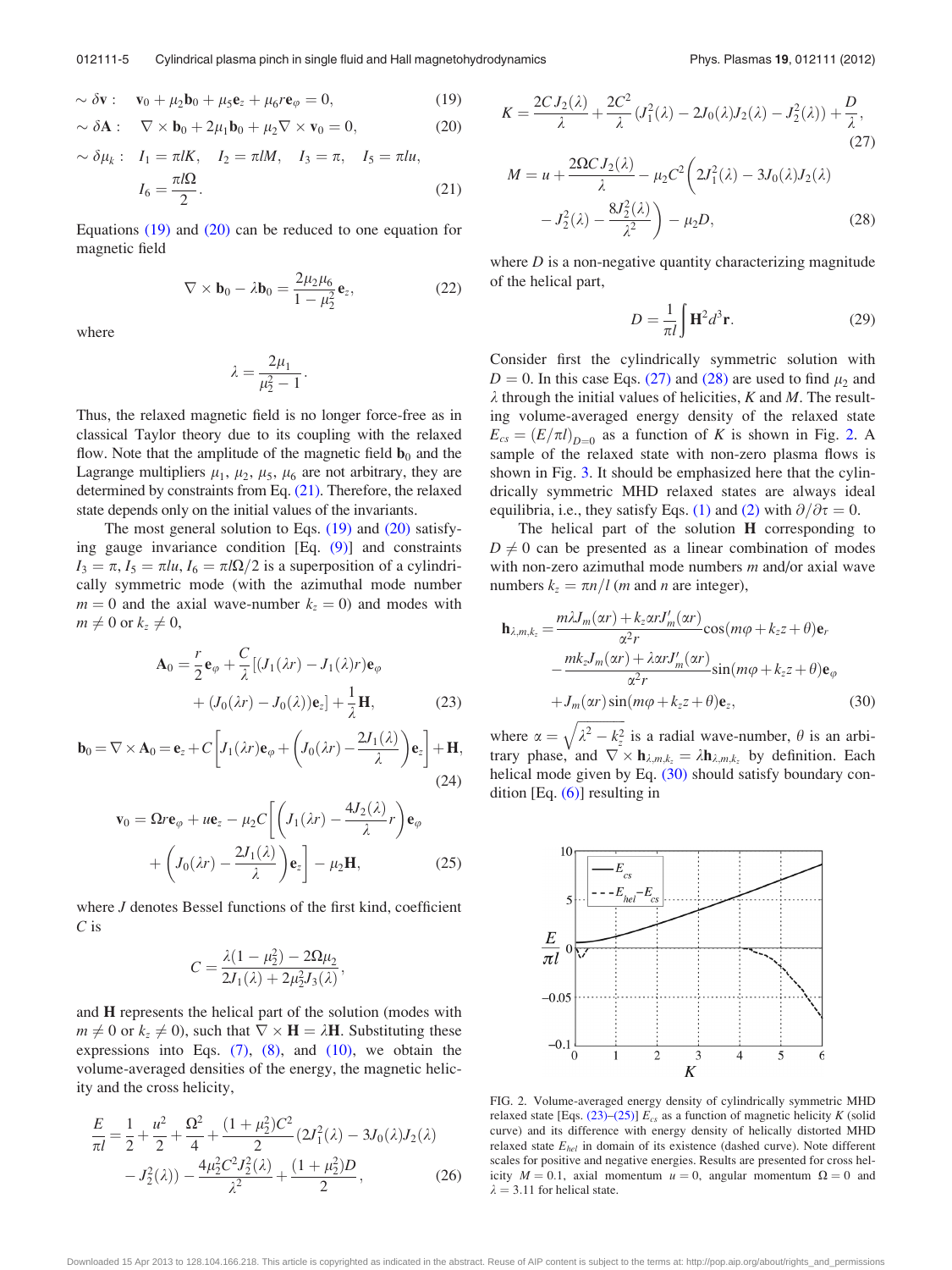$$\sim \delta \mathbf{v}: \quad \mathbf{v}_0 + \mu_2 \mathbf{b}_0 + \mu_5 \mathbf{e}_z + \mu_6 r \mathbf{e}_\varphi = 0, \tag{19}$$

$$\sim \delta \mathbf{A}: \quad \nabla \times \mathbf{b}_0 + 2\mu_1 \mathbf{b}_0 + \mu_2 \nabla \times \mathbf{v}_0 = 0, \tag{20}$$

$$\sim \delta \mu_k: \quad I_1 = \pi l K, \quad I_2 = \pi l M, \quad I_3 = \pi, \quad I_5 = \pi l u, \quad I_6 = \frac{\pi l \Omega}{2}. \tag{21}$$

Equations (19) and (20) can be reduced to one equation for magnetic field

$$\nabla \times \mathbf{b}_0 - \lambda \mathbf{b}_0 = \frac{2\mu_2 \mu_6}{1 - \mu_2^2} \mathbf{e}_z, \tag{22}$$

where

$$\lambda = \frac{2\mu_1}{\mu_2^2 - 1}.$$

Thus, the relaxed magnetic field is no longer force-free as in classical Taylor theory due to its coupling with the relaxed flow. Note that the amplitude of the magnetic field $\mathbf{b}_0$ and the Lagrange multipliers $\mu_1$, $\mu_2$, $\mu_5$, $\mu_6$ are not arbitrary, they are determined by constraints from Eq. (21). Therefore, the relaxed state depends only on the initial values of the invariants.

The most general solution to Eqs. (19) and (20) satisfying gauge invariance condition [Eq. (9)] and constraints $I_3 = \pi$, $I_5 = \pi l u$, $I_6 = \pi l \Omega / 2$ is a superposition of a cylindrically symmetric mode (with the azimuthal mode number $m = 0$ and the axial wave-number $k_z = 0$) and modes with $m \neq 0$ or $k_z \neq 0$,

$$\mathbf{A}_0 = \frac{r}{2}\mathbf{e}_\varphi + \frac{C}{\lambda}\left[(J_1(\lambda r) - J_1(\lambda) r)\mathbf{e}_\varphi + (J_0(\lambda r) - J_0(\lambda))\mathbf{e}_z\right] + \frac{1}{\lambda}\mathbf{H}, \tag{23}$$

$$\mathbf{b}_0 = \nabla \times \mathbf{A}_0 = \mathbf{e}_z + C\left[J_1(\lambda r)\mathbf{e}_\varphi + \left(J_0(\lambda r) - \frac{2J_1(\lambda)}{\lambda}\right)\mathbf{e}_z\right] + \mathbf{H}, \tag{24}$$

$$\mathbf{v}_0 = \Omega r \mathbf{e}_\varphi + u \mathbf{e}_z - \mu_2 C\left[\left(J_1(\lambda r) - \frac{4J_2(\lambda)}{\lambda} r\right)\mathbf{e}_\varphi + \left(J_0(\lambda r) - \frac{2J_1(\lambda)}{\lambda}\right)\mathbf{e}_z\right] - \mu_2 \mathbf{H}, \tag{25}$$

where $J$ denotes Bessel functions of the first kind, coefficient $C$ is

$$C = \frac{\lambda(1 - \mu_2^2) - 2\Omega \mu_2}{2J_1(\lambda) + 2\mu_2^2 J_3(\lambda)},$$

and $\mathbf{H}$ represents the helical part of the solution (modes with $m \neq 0$ or $k_z \neq 0$), such that $\nabla \times \mathbf{H} = \lambda \mathbf{H}$. Substituting these expressions into Eqs. (7), (8), and (10), we obtain the volume-averaged densities of the energy, the magnetic helicity and the cross helicity,

$$\frac{E}{\pi l} = \frac{1}{2} + \frac{u^2}{2} + \frac{\Omega^2}{4} + \frac{(1 + \mu_2^2)C^2}{2}\left(2J_1^2(\lambda) - 3J_0(\lambda)J_2(\lambda) - J_2^2(\lambda)\right) - \frac{4\mu_2^2 C^2 J_2^2(\lambda)}{\lambda^2} + \frac{(1 + \mu_2^2)D}{2}, \tag{26}$$

$$K = \frac{2CJ_2(\lambda)}{\lambda} + \frac{2C^2}{\lambda}\left(J_1^2(\lambda) - 2J_0(\lambda)J_2(\lambda) - J_2^2(\lambda)\right) + \frac{D}{\lambda}, \tag{27}$$

$$M = u + \frac{2\Omega C J_2(\lambda)}{\lambda} - \mu_2 C^2\left(2J_1^2(\lambda) - 3J_0(\lambda)J_2(\lambda) - J_2^2(\lambda) - \frac{8J_2^2(\lambda)}{\lambda^2}\right) - \mu_2 D, \tag{28}$$

where $D$ is a non-negative quantity characterizing magnitude of the helical part,

$$D = \frac{1}{\pi l}\int \mathbf{H}^2 d^3\mathbf{r}. \tag{29}$$

Consider first the cylindrically symmetric solution with $D = 0$. In this case Eqs. (27) and (28) are used to find $\mu_2$ and $\lambda$ through the initial values of helicities, $K$ and $M$. The resulting volume-averaged energy density of the relaxed state $E_{cs} = (E/\pi l)_{D=0}$ as a function of $K$ is shown in Fig. 2. A sample of the relaxed state with non-zero plasma flows is shown in Fig. 3. It should be emphasized here that the cylindrically symmetric MHD relaxed states are always ideal equilibria, i.e., they satisfy Eqs. (1) and (2) with $\partial/\partial\tau = 0$.

The helical part of the solution $\mathbf{H}$ corresponding to $D \neq 0$ can be presented as a linear combination of modes with non-zero azimuthal mode numbers $m$ and/or axial wave numbers $k_z = \pi n / l$ ($m$ and $n$ are integer),

$$\mathbf{h}_{\lambda,m,k_z} = \frac{m\lambda J_m(\alpha r) + k_z \alpha r J_m'(\alpha r)}{\alpha^2 r}\cos(m\varphi + k_z z + \theta)\mathbf{e}_r - \frac{m k_z J_m(\alpha r) + \lambda \alpha r J_m'(\alpha r)}{\alpha^2 r}\sin(m\varphi + k_z z + \theta)\mathbf{e}_\varphi + J_m(\alpha r)\sin(m\varphi + k_z z + \theta)\mathbf{e}_z, \tag{30}$$

where $\alpha = \sqrt{\lambda^2 - k_z^2}$ is a radial wave-number, $\theta$ is an arbitrary phase, and $\nabla \times \mathbf{h}_{\lambda,m,k_z} = \lambda \mathbf{h}_{\lambda,m,k_z}$ by definition. Each helical mode given by Eq. (30) should satisfy boundary condition [Eq. (6)] resulting in

FIG. 2. Volume-averaged energy density of cylindrically symmetric MHD relaxed state [Eqs. (23)–(25)] $E_{cs}$ as a function of magnetic helicity $K$ (solid curve) and its difference with energy density of helically distorted MHD relaxed state $E_{hel}$ in domain of its existence (dashed curve). Note different scales for positive and negative energies. Results are presented for cross helicity $M = 0.1$, axial momentum $u = 0$, angular momentum $\Omega = 0$ and $\lambda = 3.11$ for helical state.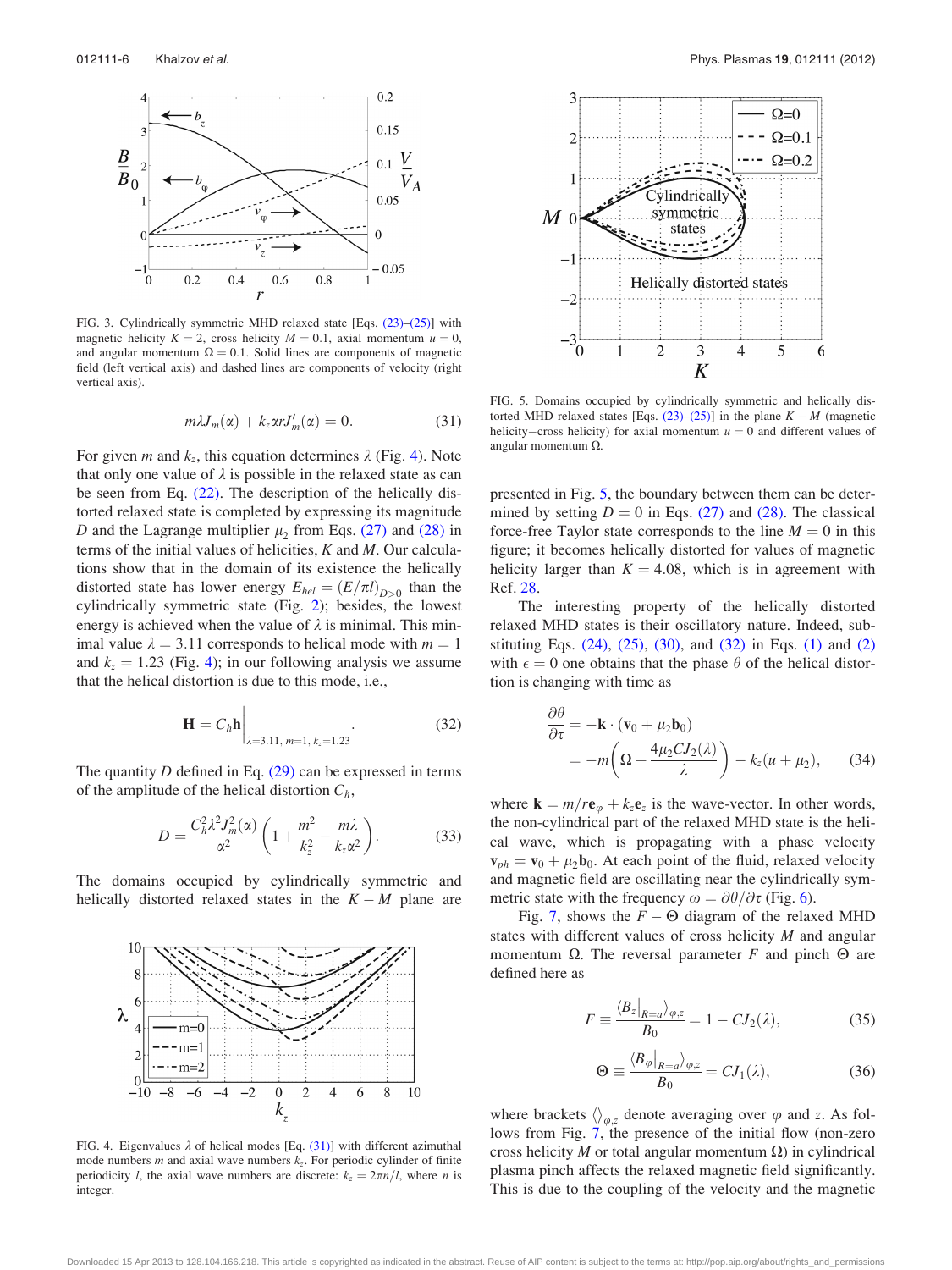FIG. 3. Cylindrically symmetric MHD relaxed state [Eqs. (23)–(25)] with magnetic helicity $K = 2$, cross helicity $M = 0.1$, axial momentum $u = 0$, and angular momentum $\Omega = 0.1$. Solid lines are components of magnetic field (left vertical axis) and dashed lines are components of velocity (right vertical axis).

$$m\lambda J_m(\alpha) + k_z \alpha r J_m'(\alpha) = 0. \tag{31}$$

For given $m$ and $k_z$, this equation determines $\lambda$ (Fig. 4). Note that only one value of $\lambda$ is possible in the relaxed state as can be seen from Eq. (22). The description of the helically distorted relaxed state is completed by expressing its magnitude $D$ and the Lagrange multiplier $\mu_2$ from Eqs. (27) and (28) in terms of the initial values of helicities, $K$ and $M$. Our calculations show that in the domain of its existence the helically distorted state has lower energy $E_{hel} = (E/\pi l)_{D>0}$ than the cylindrically symmetric state (Fig. 2); besides, the lowest energy is achieved when the value of $\lambda$ is minimal. This minimal value $\lambda = 3.11$ corresponds to helical mode with $m = 1$ and $k_z = 1.23$ (Fig. 4); in our following analysis we assume that the helical distortion is due to this mode, i.e.,

$$\mathbf{H} = C_h \mathbf{h}\Big|_{\lambda=3.11,\, m=1,\, k_z=1.23}. \tag{32}$$

The quantity $D$ defined in Eq. (29) can be expressed in terms of the amplitude of the helical distortion $C_h$,

$$D = \frac{C_h^2 \lambda^2 J_m^2(\alpha)}{\alpha^2}\left(1 + \frac{m^2}{k_z^2} - \frac{m\lambda}{k_z \alpha^2}\right). \tag{33}$$

The domains occupied by cylindrically symmetric and helically distorted relaxed states in the $K - M$ plane are presented in Fig. 5, the boundary between them can be determined by setting $D = 0$ in Eqs. (27) and (28). The classical force-free Taylor state corresponds to the line $M = 0$ in this figure; it becomes helically distorted for values of magnetic helicity larger than $K = 4.08$, which is in agreement with Ref. 28.

FIG. 4. Eigenvalues $\lambda$ of helical modes [Eq. (31)] with different azimuthal mode numbers $m$ and axial wave numbers $k_z$. For periodic cylinder of finite periodicity $l$, the axial wave numbers are discrete: $k_z = 2\pi n/l$, where $n$ is integer.

FIG. 5. Domains occupied by cylindrically symmetric and helically distorted MHD relaxed states [Eqs. (23)–(25)] in the plane $K - M$ (magnetic helicity–cross helicity) for axial momentum $u = 0$ and different values of angular momentum $\Omega$.

The interesting property of the helically distorted relaxed MHD states is their oscillatory nature. Indeed, substituting Eqs. (24), (25), (30), and (32) in Eqs. (1) and (2) with $\epsilon = 0$ one obtains that the phase $\theta$ of the helical distortion is changing with time as

$$\begin{aligned}\frac{\partial \theta}{\partial \tau} &= -\mathbf{k}\cdot(\mathbf{v}_0 + \mu_2 \mathbf{b}_0) \\ &= -m\left(\Omega + \frac{4\mu_2 C J_2(\lambda)}{\lambda}\right) - k_z(u + \mu_2),\end{aligned} \tag{34}$$

where $\mathbf{k} = m/r\mathbf{e}_\varphi + k_z \mathbf{e}_z$ is the wave-vector. In other words, the non-cylindrical part of the relaxed MHD state is the helical wave, which is propagating with a phase velocity $\mathbf{v}_{ph} = \mathbf{v}_0 + \mu_2 \mathbf{b}_0$. At each point of the fluid, relaxed velocity and magnetic field are oscillating near the cylindrically symmetric state with the frequency $\omega = \partial\theta/\partial\tau$ (Fig. 6).

Fig. 7, shows the $F - \Theta$ diagram of the relaxed MHD states with different values of cross helicity $M$ and angular momentum $\Omega$. The reversal parameter $F$ and pinch $\Theta$ are defined here as

$$F \equiv \frac{\langle B_z|_{R=a}\rangle_{\varphi,z}}{B_0} = 1 - CJ_2(\lambda), \tag{35}$$

$$\Theta \equiv \frac{\langle B_\varphi|_{R=a}\rangle_{\varphi,z}}{B_0} = CJ_1(\lambda), \tag{36}$$

where brackets $\langle\rangle_{\varphi,z}$ denote averaging over $\varphi$ and $z$. As follows from Fig. 7, the presence of the initial flow (non-zero cross helicity $M$ or total angular momentum $\Omega$) in cylindrical plasma pinch affects the relaxed magnetic field significantly. This is due to the coupling of the velocity and the magnetic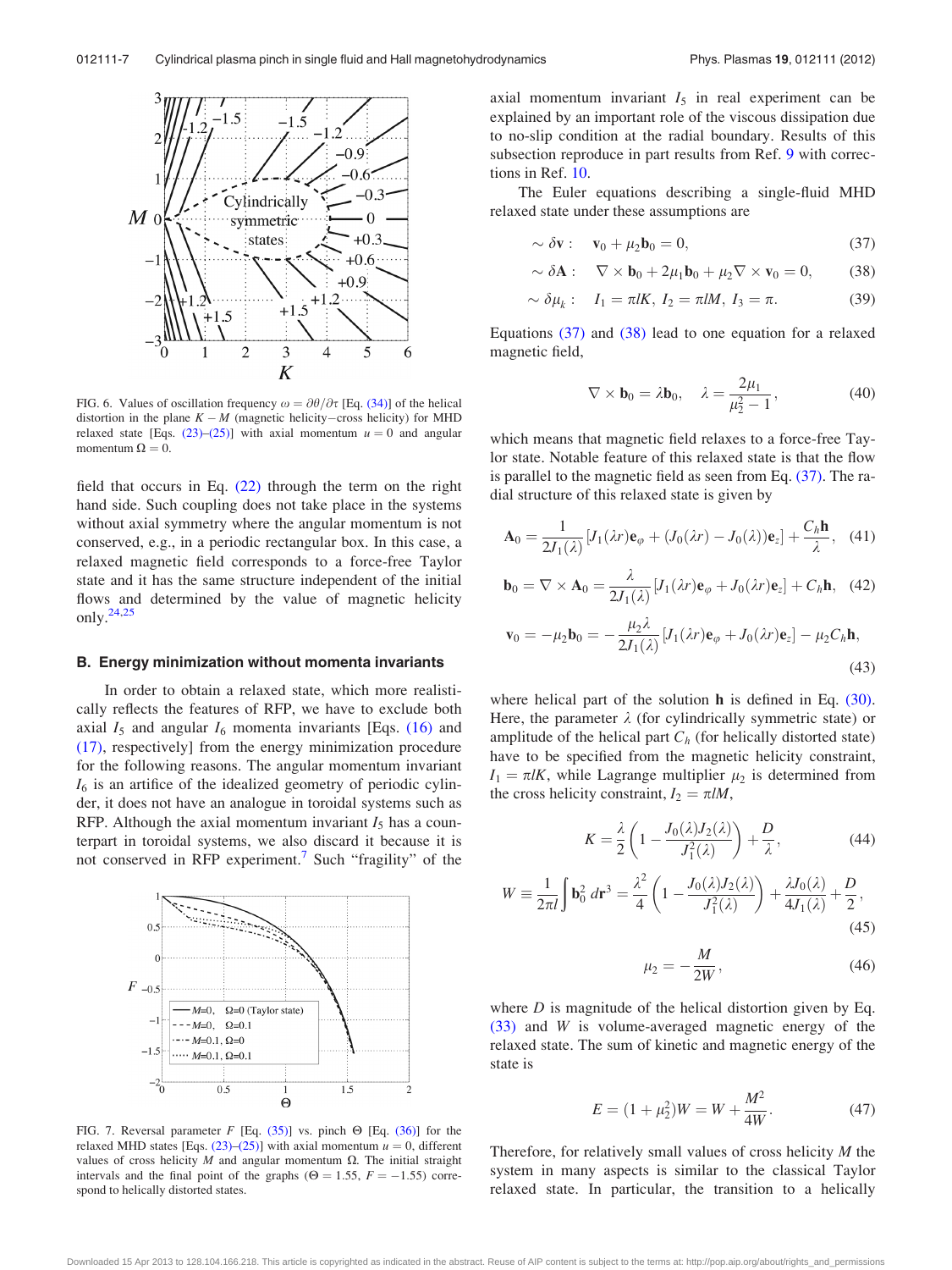FIG. 6. Values of oscillation frequency $\omega = \partial\theta/\partial\tau$ [Eq. (34)] of the helical distortion in the plane $K-M$ (magnetic helicity−cross helicity) for MHD relaxed state [Eqs. (23)–(25)] with axial momentum $u = 0$ and angular momentum $\Omega = 0$.

field that occurs in Eq. (22) through the term on the right hand side. Such coupling does not take place in the systems without axial symmetry where the angular momentum is not conserved, e.g., in a periodic rectangular box. In this case, a relaxed magnetic field corresponds to a force-free Taylor state and it has the same structure independent of the initial flows and determined by the value of magnetic helicity only.[24,25]

### B. Energy minimization without momenta invariants

In order to obtain a relaxed state, which more realistically reflects the features of RFP, we have to exclude both axial $I_5$ and angular $I_6$ momenta invariants [Eqs. (16) and (17), respectively] from the energy minimization procedure for the following reasons. The angular momentum invariant $I_6$ is an artifice of the idealized geometry of periodic cylinder, it does not have an analogue in toroidal systems such as RFP. Although the axial momentum invariant $I_5$ has a counterpart in toroidal systems, we also discard it because it is not conserved in RFP experiment.[7] Such "fragility" of the

FIG. 7. Reversal parameter $F$ [Eq. (35)] vs. pinch $\Theta$ [Eq. (36)] for the relaxed MHD states [Eqs. (23)–(25)] with axial momentum $u = 0$, different values of cross helicity $M$ and angular momentum $\Omega$. The initial straight intervals and the final point of the graphs ($\Theta = 1.55$, $F = -1.55$) correspond to helically distorted states.

axial momentum invariant $I_5$ in real experiment can be explained by an important role of the viscous dissipation due to no-slip condition at the radial boundary. Results of this subsection reproduce in part results from Ref. 9 with corrections in Ref. 10.

The Euler equations describing a single-fluid MHD relaxed state under these assumptions are

$$\sim \delta\mathbf{v}: \quad \mathbf{v}_0 + \mu_2\mathbf{b}_0 = 0, \tag{37}$$

$$\sim \delta\mathbf{A}: \quad \nabla\times\mathbf{b}_0 + 2\mu_1\mathbf{b}_0 + \mu_2\nabla\times\mathbf{v}_0 = 0, \tag{38}$$

$$\sim \delta\mu_k: \quad I_1 = \pi l K,\ I_2 = \pi l M,\ I_3 = \pi. \tag{39}$$

Equations (37) and (38) lead to one equation for a relaxed magnetic field,

$$\nabla\times\mathbf{b}_0 = \lambda\mathbf{b}_0, \quad \lambda = \frac{2\mu_1}{\mu_2^2 - 1}, \tag{40}$$

which means that magnetic field relaxes to a force-free Taylor state. Notable feature of this relaxed state is that the flow is parallel to the magnetic field as seen from Eq. (37). The radial structure of this relaxed state is given by

$$\mathbf{A}_0 = \frac{1}{2J_1(\lambda)}\left[J_1(\lambda r)\mathbf{e}_\varphi + (J_0(\lambda r) - J_0(\lambda))\mathbf{e}_z\right] + \frac{C_h\mathbf{h}}{\lambda}, \tag{41}$$

$$\mathbf{b}_0 = \nabla\times\mathbf{A}_0 = \frac{\lambda}{2J_1(\lambda)}\left[J_1(\lambda r)\mathbf{e}_\varphi + J_0(\lambda r)\mathbf{e}_z\right] + C_h\mathbf{h}, \tag{42}$$

$$\mathbf{v}_0 = -\mu_2\mathbf{b}_0 = -\frac{\mu_2\lambda}{2J_1(\lambda)}\left[J_1(\lambda r)\mathbf{e}_\varphi + J_0(\lambda r)\mathbf{e}_z\right] - \mu_2 C_h\mathbf{h}, \tag{43}$$

where helical part of the solution $\mathbf{h}$ is defined in Eq. (30). Here, the parameter $\lambda$ (for cylindrically symmetric state) or amplitude of the helical part $C_h$ (for helically distorted state) have to be specified from the magnetic helicity constraint, $I_1 = \pi l K$, while Lagrange multiplier $\mu_2$ is determined from the cross helicity constraint, $I_2 = \pi l M$,

$$K = \frac{\lambda}{2}\left(1 - \frac{J_0(\lambda)J_2(\lambda)}{J_1^2(\lambda)}\right) + \frac{D}{\lambda}, \tag{44}$$

$$W \equiv \frac{1}{2\pi l}\int \mathbf{b}_0^2\, d\mathbf{r}^3 = \frac{\lambda^2}{4}\left(1 - \frac{J_0(\lambda)J_2(\lambda)}{J_1^2(\lambda)}\right) + \frac{\lambda J_0(\lambda)}{4J_1(\lambda)} + \frac{D}{2}, \tag{45}$$

$$\mu_2 = -\frac{M}{2W}, \tag{46}$$

where $D$ is magnitude of the helical distortion given by Eq. (33) and $W$ is volume-averaged magnetic energy of the relaxed state. The sum of kinetic and magnetic energy of the state is

$$E = (1 + \mu_2^2)W = W + \frac{M^2}{4W}. \tag{47}$$

Therefore, for relatively small values of cross helicity $M$ the system in many aspects is similar to the classical Taylor relaxed state. In particular, the transition to a helically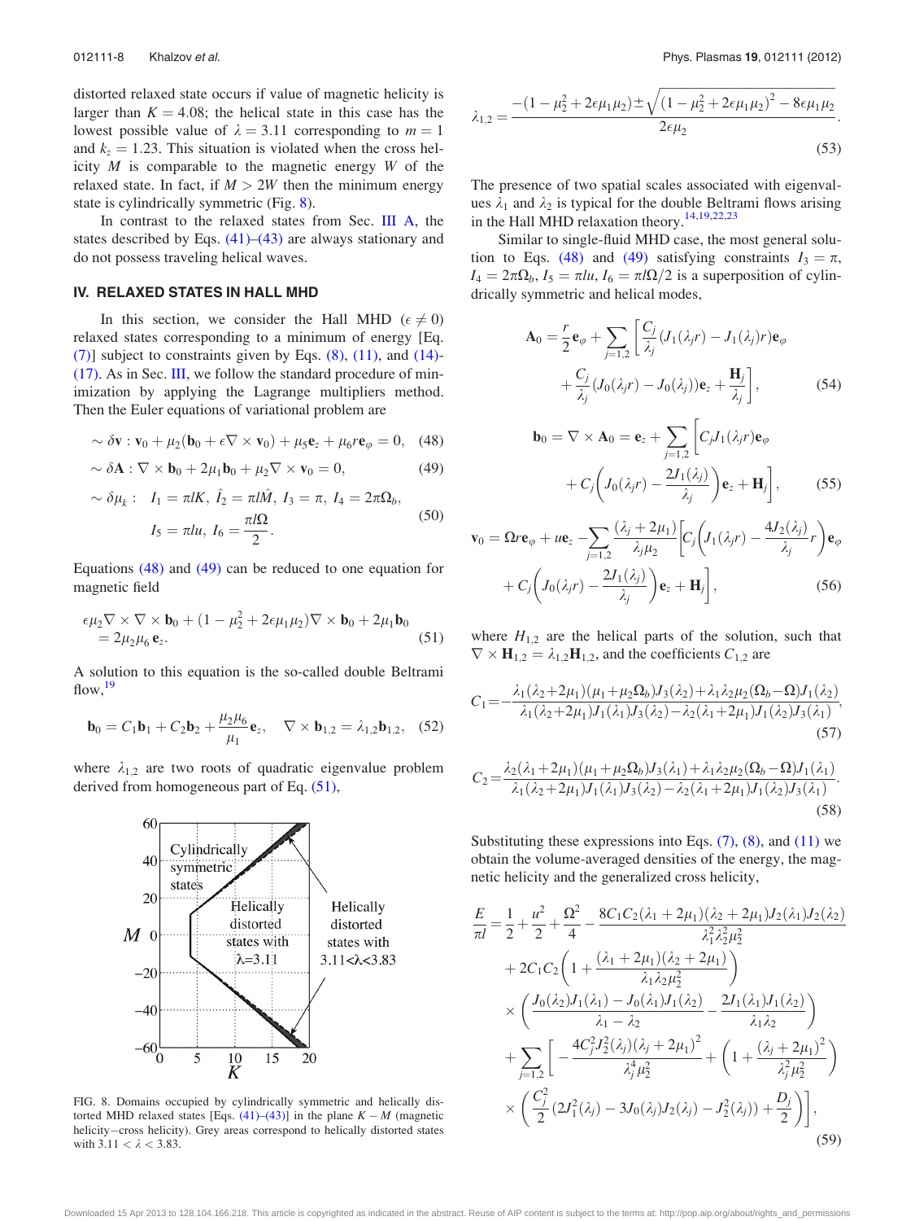distorted relaxed state occurs if value of magnetic helicity is larger than $K = 4.08$; the helical state in this case has the lowest possible value of $\lambda = 3.11$ corresponding to $m = 1$ and $k_z = 1.23$. This situation is violated when the cross helicity $M$ is comparable to the magnetic energy $W$ of the relaxed state. In fact, if $M > 2W$ then the minimum energy state is cylindrically symmetric (Fig. 8).

In contrast to the relaxed states from Sec. III A, the states described by Eqs. (41)–(43) are always stationary and do not possess traveling helical waves.

## IV. RELAXED STATES IN HALL MHD

In this section, we consider the Hall MHD ($\epsilon \neq 0$) relaxed states corresponding to a minimum of energy [Eq. (7)] subject to constraints given by Eqs. (8), (11), and (14)-(17). As in Sec. III, we follow the standard procedure of minimization by applying the Lagrange multipliers method. Then the Euler equations of variational problem are

$$\sim \delta\mathbf{v} : \mathbf{v}_0 + \mu_2(\mathbf{b}_0 + \epsilon\nabla\times\mathbf{v}_0) + \mu_5\mathbf{e}_z + \mu_6 r\mathbf{e}_\varphi = 0, \quad (48)$$

$$\sim \delta\mathbf{A} : \nabla\times\mathbf{b}_0 + 2\mu_1\mathbf{b}_0 + \mu_2\nabla\times\mathbf{v}_0 = 0, \quad (49)$$

$$\sim \delta\mu_k : \quad I_1 = \pi l K,\ \hat{I}_2 = \pi l\hat{M},\ I_3 = \pi,\ I_4 = 2\pi\Omega_b, \quad I_5 = \pi l u,\ I_6 = \frac{\pi l\Omega}{2}. \quad (50)$$

Equations (48) and (49) can be reduced to one equation for magnetic field

$$\epsilon\mu_2\nabla\times\nabla\times\mathbf{b}_0 + (1-\mu_2^2+2\epsilon\mu_1\mu_2)\nabla\times\mathbf{b}_0 + 2\mu_1\mathbf{b}_0 = 2\mu_2\mu_6\,\mathbf{e}_z. \quad (51)$$

A solution to this equation is the so-called double Beltrami flow,[19]

$$\mathbf{b}_0 = C_1\mathbf{b}_1 + C_2\mathbf{b}_2 + \frac{\mu_2\mu_6}{\mu_1}\mathbf{e}_z, \quad \nabla\times\mathbf{b}_{1,2} = \lambda_{1,2}\mathbf{b}_{1,2}, \quad (52)$$

where $\lambda_{1,2}$ are two roots of quadratic eigenvalue problem derived from homogeneous part of Eq. (51),

FIG. 8. Domains occupied by cylindrically symmetric and helically distorted MHD relaxed states [Eqs. (41)–(43)] in the plane $K-M$ (magnetic helicity−cross helicity). Grey areas correspond to helically distorted states with $3.11 < \lambda < 3.83$.

$$\lambda_{1,2} = \frac{-(1-\mu_2^2+2\epsilon\mu_1\mu_2) \pm \sqrt{(1-\mu_2^2+2\epsilon\mu_1\mu_2)^2 - 8\epsilon\mu_1\mu_2}}{2\epsilon\mu_2}. \quad (53)$$

The presence of two spatial scales associated with eigenvalues $\lambda_1$ and $\lambda_2$ is typical for the double Beltrami flows arising in the Hall MHD relaxation theory.[14,19,22,23]

Similar to single-fluid MHD case, the most general solution to Eqs. (48) and (49) satisfying constraints $I_3 = \pi$, $I_4 = 2\pi\Omega_b$, $I_5 = \pi l u$, $I_6 = \pi l\Omega/2$ is a superposition of cylindrically symmetric and helical modes,

$$\mathbf{A}_0 = \frac{r}{2}\mathbf{e}_\varphi + \sum_{j=1,2}\left[\frac{C_j}{\lambda_j}(J_1(\lambda_j r) - J_1(\lambda_j)r)\mathbf{e}_\varphi + \frac{C_j}{\lambda_j}(J_0(\lambda_j r) - J_0(\lambda_j))\mathbf{e}_z + \frac{\mathbf{H}_j}{\lambda_j}\right], \quad (54)$$

$$\mathbf{b}_0 = \nabla\times\mathbf{A}_0 = \mathbf{e}_z + \sum_{j=1,2}\left[C_j J_1(\lambda_j r)\mathbf{e}_\varphi + C_j\left(J_0(\lambda_j r) - \frac{2J_1(\lambda_j)}{\lambda_j}\right)\mathbf{e}_z + \mathbf{H}_j\right], \quad (55)$$

$$\mathbf{v}_0 = \Omega r\mathbf{e}_\varphi + u\mathbf{e}_z - \sum_{j=1,2}\frac{(\lambda_j+2\mu_1)}{\lambda_j\mu_2}\left[C_j\left(J_1(\lambda_j r) - \frac{4J_2(\lambda_j)}{\lambda_j}r\right)\mathbf{e}_\varphi + C_j\left(J_0(\lambda_j r) - \frac{2J_1(\lambda_j)}{\lambda_j}\right)\mathbf{e}_z + \mathbf{H}_j\right], \quad (56)$$

where $H_{1,2}$ are the helical parts of the solution, such that $\nabla\times\mathbf{H}_{1,2} = \lambda_{1,2}\mathbf{H}_{1,2}$, and the coefficients $C_{1,2}$ are

$$C_1 = -\frac{\lambda_1(\lambda_2+2\mu_1)(\mu_1+\mu_2\Omega_b)J_3(\lambda_2) + \lambda_1\lambda_2\mu_2(\Omega_b-\Omega)J_1(\lambda_2)}{\lambda_1(\lambda_2+2\mu_1)J_1(\lambda_1)J_3(\lambda_2) - \lambda_2(\lambda_1+2\mu_1)J_1(\lambda_2)J_3(\lambda_1)}, \quad (57)$$

$$C_2 = \frac{\lambda_2(\lambda_1+2\mu_1)(\mu_1+\mu_2\Omega_b)J_3(\lambda_1) + \lambda_1\lambda_2\mu_2(\Omega_b-\Omega)J_1(\lambda_1)}{\lambda_1(\lambda_2+2\mu_1)J_1(\lambda_1)J_3(\lambda_2) - \lambda_2(\lambda_1+2\mu_1)J_1(\lambda_2)J_3(\lambda_1)}. \quad (58)$$

Substituting these expressions into Eqs. (7), (8), and (11) we obtain the volume-averaged densities of the energy, the magnetic helicity and the generalized cross helicity,

$$\begin{aligned}\frac{E}{\pi l} &= \frac{1}{2} + \frac{u^2}{2} + \frac{\Omega^2}{4} - \frac{8C_1C_2(\lambda_1+2\mu_1)(\lambda_2+2\mu_1)J_2(\lambda_1)J_2(\lambda_2)}{\lambda_1^2\lambda_2^2\mu_2^2} \\ &+ 2C_1C_2\left(1 + \frac{(\lambda_1+2\mu_1)(\lambda_2+2\mu_1)}{\lambda_1\lambda_2\mu_2^2}\right) \\ &\times\left(\frac{J_0(\lambda_2)J_1(\lambda_1) - J_0(\lambda_1)J_1(\lambda_2)}{\lambda_1-\lambda_2} - \frac{2J_1(\lambda_1)J_1(\lambda_2)}{\lambda_1\lambda_2}\right) \\ &+ \sum_{j=1,2}\left[-\frac{4C_j^2J_2^2(\lambda_j)(\lambda_j+2\mu_1)^2}{\lambda_j^4\mu_2^2} + \left(1 + \frac{(\lambda_j+2\mu_1)^2}{\lambda_j^2\mu_2^2}\right)\right. \\ &\times\left.\left(\frac{C_j^2}{2}(2J_1^2(\lambda_j) - 3J_0(\lambda_j)J_2(\lambda_j) - J_2^2(\lambda_j)) + \frac{D_j}{2}\right)\right],\end{aligned} \quad (59)$$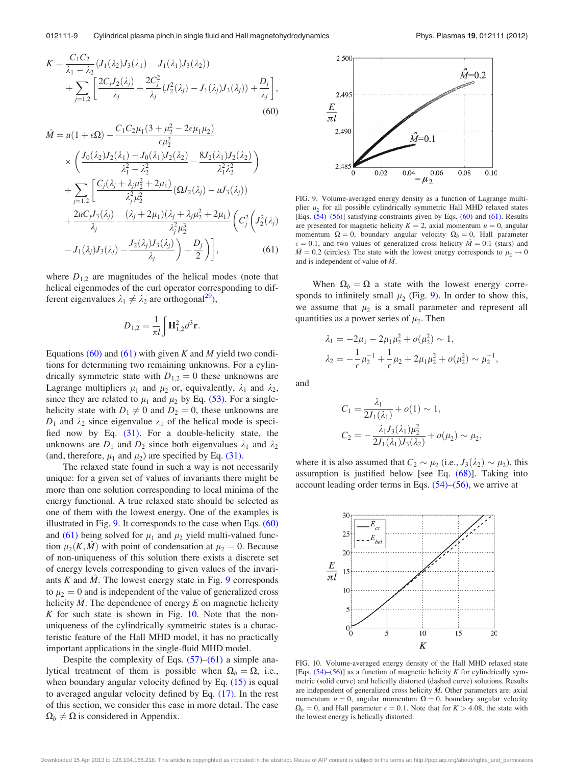$$K = \frac{C_1 C_2}{\lambda_1 - \lambda_2}(J_1(\lambda_2)J_3(\lambda_1) - J_1(\lambda_1)J_3(\lambda_2)) + \sum_{j=1,2}\left[\frac{2C_j J_2(\lambda_j)}{\lambda_j} + \frac{2C_j^2}{\lambda_j}(J_2^2(\lambda_j) - J_1(\lambda_j)J_3(\lambda_j)) + \frac{D_j}{\lambda_j}\right], \tag{60}$$

$$\begin{aligned}\hat{M} = {} & u(1+\epsilon\Omega) - \frac{C_1 C_2 \mu_1(3+\mu_2^2 - 2\epsilon\mu_1\mu_2)}{\epsilon\mu_2^2} \\ & \times \left(\frac{J_0(\lambda_2)J_2(\lambda_1) - J_0(\lambda_1)J_2(\lambda_2)}{\lambda_1^2 - \lambda_2^2} - \frac{8J_2(\lambda_1)J_2(\lambda_2)}{\lambda_1^2\lambda_2^2}\right) \\ & + \sum_{j=1,2}\left[\frac{C_j(\lambda_j + \lambda_j\mu_2^2 + 2\mu_1)}{\lambda_j^2\mu_2^2}(\Omega J_2(\lambda_j) - uJ_3(\lambda_j)) \right.\\ & + \frac{2uC_jJ_3(\lambda_j)}{\lambda_j} - \frac{(\lambda_j + 2\mu_1)(\lambda_j + \lambda_j\mu_2^2 + 2\mu_1)}{\lambda_j^2\mu_2^3}\left(C_j^2\left(J_2^2(\lambda_j)\right.\right. \\ & \left.\left.\left. - J_1(\lambda_j)J_3(\lambda_j) - \frac{J_2(\lambda_j)J_3(\lambda_j)}{\lambda_j}\right) + \frac{D_j}{2}\right)\right],\end{aligned} \tag{61}$$

where $D_{1,2}$ are magnitudes of the helical modes (note that helical eigenmodes of the curl operator corresponding to different eigenvalues $\lambda_1 \neq \lambda_2$ are orthogonal[29]),

$$D_{1,2} = \frac{1}{\pi l}\int \mathbf{H}_{1,2}^2 d^3\mathbf{r}.$$

Equations (60) and (61) with given $K$ and $M$ yield two conditions for determining two remaining unknowns. For a cylindrically symmetric state with $D_{1,2} = 0$ these unknowns are Lagrange multipliers $\mu_1$ and $\mu_2$ or, equivalently, $\lambda_1$ and $\lambda_2$, since they are related to $\mu_1$ and $\mu_2$ by Eq. (53). For a single-helicity state with $D_1 \neq 0$ and $D_2 = 0$, these unknowns are $D_1$ and $\lambda_2$ since eigenvalue $\lambda_1$ of the helical mode is specified now by Eq. (31). For a double-helicity state, the unknowns are $D_1$ and $D_2$ since both eigenvalues $\lambda_1$ and $\lambda_2$ (and, therefore, $\mu_1$ and $\mu_2$) are specified by Eq. (31).

The relaxed state found in such a way is not necessarily unique: for a given set of values of invariants there might be more than one solution corresponding to local minima of the energy functional. A true relaxed state should be selected as one of them with the lowest energy. One of the examples is illustrated in Fig. 9. It corresponds to the case when Eqs. (60) and (61) being solved for $\mu_1$ and $\mu_2$ yield multi-valued function $\mu_2(K, \hat{M})$ with point of condensation at $\mu_2 = 0$. Because of the non-uniqueness of this solution there exists a discrete set of energy levels corresponding to given values of the invariants $K$ and $\hat{M}$. The lowest energy state in Fig. 9 corresponds to $\mu_2 = 0$ and is independent of the value of generalized cross helicity $\hat{M}$. The dependence of energy $E$ on magnetic helicity $K$ for such state is shown in Fig. 10. Note that the non-uniqueness of the cylindrically symmetric states is a characteristic feature of the Hall MHD model, it has no practically important applications in the single-fluid MHD model.

Despite the complexity of Eqs. (57)–(61) a simple analytical treatment of them is possible when $\Omega_b = \Omega$, i.e., when boundary angular velocity defined by Eq. (15) is equal to averaged angular velocity defined by Eq. (17). In the rest of this section, we consider this case in more detail. The case $\Omega_b \neq \Omega$ is considered in Appendix.

FIG. 9. Volume-averaged energy density as a function of Lagrange multiplier $\mu_2$ for all possible cylindrically symmetric Hall MHD relaxed states [Eqs. (54)–(56)] satisfying constraints given by Eqs. (60) and (61). Results are presented for magnetic helicity $K = 2$, axial momentum $u = 0$, angular momentum $\Omega = 0$, boundary angular velocity $\Omega_b = 0$, Hall parameter $\epsilon = 0.1$, and two values of generalized cross helicity $\hat{M} = 0.1$ (stars) and $\hat{M} = 0.2$ (circles). The state with the lowest energy corresponds to $\mu_2 \to 0$ and is independent of value of $\hat{M}$.

When $\Omega_b = \Omega$ a state with the lowest energy corresponds to infinitely small $\mu_2$ (Fig. 9). In order to show this, we assume that $\mu_2$ is a small parameter and represent all quantities as a power series of $\mu_2$. Then

$$\lambda_1 = -2\mu_1 - 2\mu_1\mu_2^2 + o(\mu_2^2) \sim 1,$$
$$\lambda_2 = -\frac{1}{\epsilon}\mu_2^{-1} + \frac{1}{\epsilon}\mu_2 + 2\mu_1\mu_2^2 + o(\mu_2^2) \sim \mu_2^{-1},$$

and

$$C_1 = \frac{\lambda_1}{2J_1(\lambda_1)} + o(1) \sim 1,$$
$$C_2 = -\frac{\lambda_1 J_3(\lambda_1)\mu_2^2}{2J_1(\lambda_1)J_3(\lambda_2)} + o(\mu_2) \sim \mu_2,$$

where it is also assumed that $C_2 \sim \mu_2$ (i.e., $J_3(\lambda_2) \sim \mu_2$), this assumption is justified below [see Eq. (68)]. Taking into account leading order terms in Eqs. (54)–(56), we arrive at

FIG. 10. Volume-averaged energy density of the Hall MHD relaxed state [Eqs. (54)–(56)] as a function of magnetic helicity $K$ for cylindrically symmetric (solid curve) and helically distorted (dashed curve) solutions. Results are independent of generalized cross helicity $\hat{M}$. Other parameters are: axial momentum $u = 0$, angular momentum $\Omega = 0$, boundary angular velocity $\Omega_b = 0$, and Hall parameter $\epsilon = 0.1$. Note that for $K > 4.08$, the state with the lowest energy is helically distorted.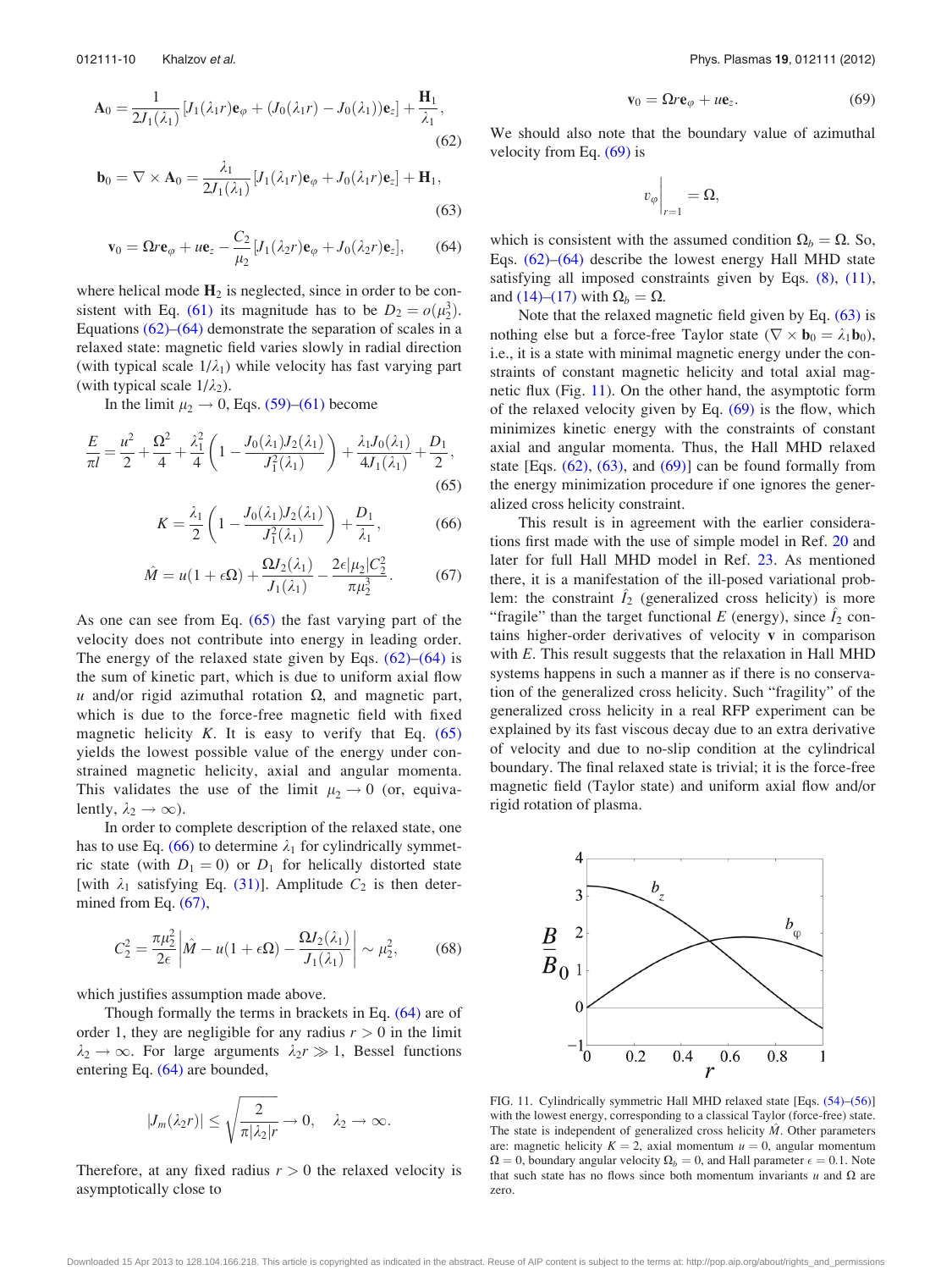$$\mathbf{A}_0 = \frac{1}{2J_1(\lambda_1)}[J_1(\lambda_1 r)\mathbf{e}_\varphi + (J_0(\lambda_1 r) - J_0(\lambda_1))\mathbf{e}_z] + \frac{\mathbf{H}_1}{\lambda_1}, \tag{62}$$

$$\mathbf{b}_0 = \nabla \times \mathbf{A}_0 = \frac{\lambda_1}{2J_1(\lambda_1)}[J_1(\lambda_1 r)\mathbf{e}_\varphi + J_0(\lambda_1 r)\mathbf{e}_z] + \mathbf{H}_1, \tag{63}$$

$$\mathbf{v}_0 = \Omega r \mathbf{e}_\varphi + u\mathbf{e}_z - \frac{C_2}{\mu_2}[J_1(\lambda_2 r)\mathbf{e}_\varphi + J_0(\lambda_2 r)\mathbf{e}_z], \tag{64}$$

where helical mode $\mathbf{H}_2$ is neglected, since in order to be consistent with Eq. (61) its magnitude has to be $D_2 = o(\mu_2^3)$. Equations (62)–(64) demonstrate the separation of scales in a relaxed state: magnetic field varies slowly in radial direction (with typical scale $1/\lambda_1$) while velocity has fast varying part (with typical scale $1/\lambda_2$).

In the limit $\mu_2 \to 0$, Eqs. (59)–(61) become

$$\frac{E}{\pi l} = \frac{u^2}{2} + \frac{\Omega^2}{4} + \frac{\lambda_1^2}{4}\left(1 - \frac{J_0(\lambda_1)J_2(\lambda_1)}{J_1^2(\lambda_1)}\right) + \frac{\lambda_1 J_0(\lambda_1)}{4J_1(\lambda_1)} + \frac{D_1}{2}, \tag{65}$$

$$K = \frac{\lambda_1}{2}\left(1 - \frac{J_0(\lambda_1)J_2(\lambda_1)}{J_1^2(\lambda_1)}\right) + \frac{D_1}{\lambda_1}, \tag{66}$$

$$\hat{M} = u(1 + \epsilon\Omega) + \frac{\Omega J_2(\lambda_1)}{J_1(\lambda_1)} - \frac{2\epsilon|\mu_2|C_2^2}{\pi\mu_2^3}. \tag{67}$$

As one can see from Eq. (65) the fast varying part of the velocity does not contribute into energy in leading order. The energy of the relaxed state given by Eqs. (62)–(64) is the sum of kinetic part, which is due to uniform axial flow $u$ and/or rigid azimuthal rotation $\Omega$, and magnetic part, which is due to the force-free magnetic field with fixed magnetic helicity $K$. It is easy to verify that Eq. (65) yields the lowest possible value of the energy under constrained magnetic helicity, axial and angular momenta. This validates the use of the limit $\mu_2 \to 0$ (or, equivalently, $\lambda_2 \to \infty$).

In order to complete description of the relaxed state, one has to use Eq. (66) to determine $\lambda_1$ for cylindrically symmetric state (with $D_1 = 0$) or $D_1$ for helically distorted state [with $\lambda_1$ satisfying Eq. (31)]. Amplitude $C_2$ is then determined from Eq. (67),

$$C_2^2 = \frac{\pi\mu_2^2}{2\epsilon}\left|\hat{M} - u(1 + \epsilon\Omega) - \frac{\Omega J_2(\lambda_1)}{J_1(\lambda_1)}\right| \sim \mu_2^2, \tag{68}$$

which justifies assumption made above.

Though formally the terms in brackets in Eq. (64) are of order 1, they are negligible for any radius $r > 0$ in the limit $\lambda_2 \to \infty$. For large arguments $\lambda_2 r \gg 1$, Bessel functions entering Eq. (64) are bounded,

$$|J_m(\lambda_2 r)| \le \sqrt{\frac{2}{\pi|\lambda_2|r}} \to 0, \quad \lambda_2 \to \infty.$$

Therefore, at any fixed radius $r > 0$ the relaxed velocity is asymptotically close to

$$\mathbf{v}_0 = \Omega r \mathbf{e}_\varphi + u\mathbf{e}_z. \tag{69}$$

We should also note that the boundary value of azimuthal velocity from Eq. (69) is

$$v_\varphi\Big|_{r=1} = \Omega,$$

which is consistent with the assumed condition $\Omega_b = \Omega$. So, Eqs. (62)–(64) describe the lowest energy Hall MHD state satisfying all imposed constraints given by Eqs. (8), (11), and (14)–(17) with $\Omega_b = \Omega$.

Note that the relaxed magnetic field given by Eq. (63) is nothing else but a force-free Taylor state ($\nabla \times \mathbf{b}_0 = \lambda_1 \mathbf{b}_0$), i.e., it is a state with minimal magnetic energy under the constraints of constant magnetic helicity and total axial magnetic flux (Fig. 11). On the other hand, the asymptotic form of the relaxed velocity given by Eq. (69) is the flow, which minimizes kinetic energy with the constraints of constant axial and angular momenta. Thus, the Hall MHD relaxed state [Eqs. (62), (63), and (69)] can be found formally from the energy minimization procedure if one ignores the generalized cross helicity constraint.

This result is in agreement with the earlier considerations first made with the use of simple model in Ref. 20 and later for full Hall MHD model in Ref. 23. As mentioned there, it is a manifestation of the ill-posed variational problem: the constraint $\hat{I}_2$ (generalized cross helicity) is more "fragile" than the target functional $E$ (energy), since $\hat{I}_2$ contains higher-order derivatives of velocity $\mathbf{v}$ in comparison with $E$. This result suggests that the relaxation in Hall MHD systems happens in such a manner as if there is no conservation of the generalized cross helicity. Such "fragility" of the generalized cross helicity in a real RFP experiment can be explained by its fast viscous decay due to an extra derivative of velocity and due to no-slip condition at the cylindrical boundary. The final relaxed state is trivial; it is the force-free magnetic field (Taylor state) and uniform axial flow and/or rigid rotation of plasma.

FIG. 11. Cylindrically symmetric Hall MHD relaxed state [Eqs. (54)–(56)] with the lowest energy, corresponding to a classical Taylor (force-free) state. The state is independent of generalized cross helicity $\hat{M}$. Other parameters are: magnetic helicity $K = 2$, axial momentum $u = 0$, angular momentum $\Omega = 0$, boundary angular velocity $\Omega_b = 0$, and Hall parameter $\epsilon = 0.1$. Note that such state has no flows since both momentum invariants $u$ and $\Omega$ are zero.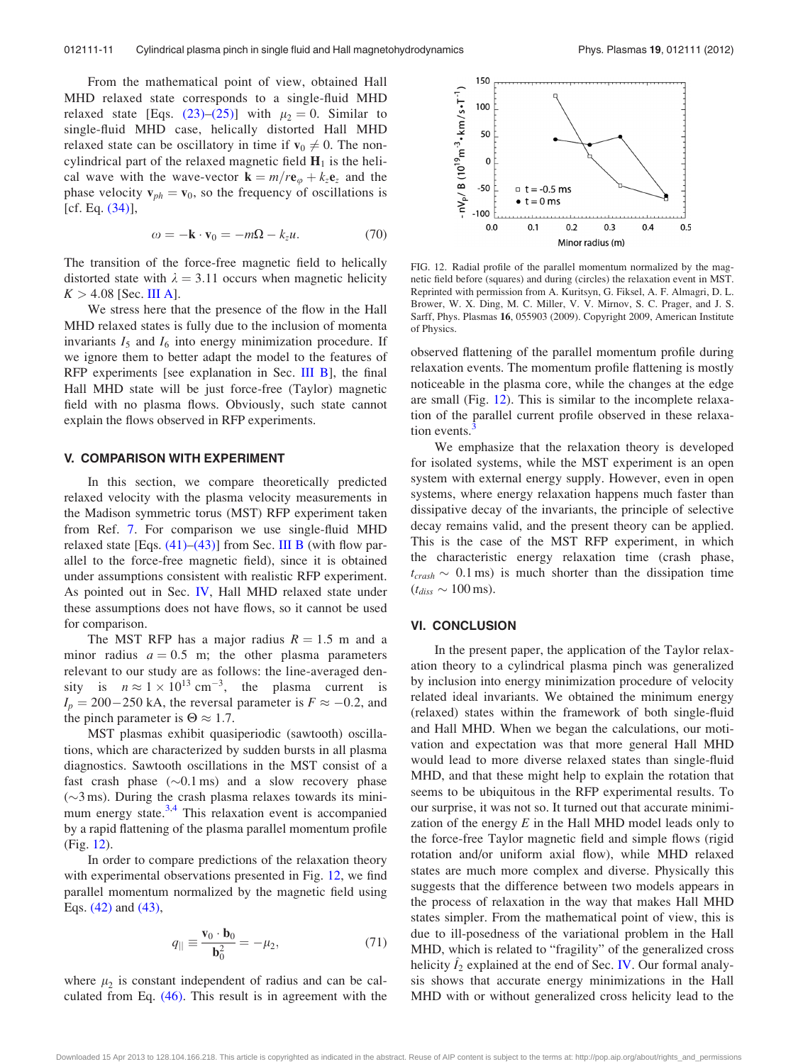From the mathematical point of view, obtained Hall MHD relaxed state corresponds to a single-fluid MHD relaxed state [Eqs. (23)–(25)] with $\mu_2 = 0$. Similar to single-fluid MHD case, helically distorted Hall MHD relaxed state can be oscillatory in time if $\mathbf{v}_0 \neq 0$. The non-cylindrical part of the relaxed magnetic field $\mathbf{H}_1$ is the helical wave with the wave-vector $\mathbf{k} = m/r\mathbf{e}_\varphi + k_z\mathbf{e}_z$ and the phase velocity $\mathbf{v}_{ph} = \mathbf{v}_0$, so the frequency of oscillations is [cf. Eq. (34)],

$$\omega = -\mathbf{k}\cdot\mathbf{v}_0 = -m\Omega - k_z u. \tag{70}$$

The transition of the force-free magnetic field to helically distorted state with $\lambda = 3.11$ occurs when magnetic helicity $K > 4.08$ [Sec. III A].

We stress here that the presence of the flow in the Hall MHD relaxed states is fully due to the inclusion of momenta invariants $I_5$ and $I_6$ into energy minimization procedure. If we ignore them to better adapt the model to the features of RFP experiments [see explanation in Sec. III B], the final Hall MHD state will be just force-free (Taylor) magnetic field with no plasma flows. Obviously, such state cannot explain the flows observed in RFP experiments.

## V. COMPARISON WITH EXPERIMENT

In this section, we compare theoretically predicted relaxed velocity with the plasma velocity measurements in the Madison symmetric torus (MST) RFP experiment taken from Ref. 7. For comparison we use single-fluid MHD relaxed state [Eqs. (41)–(43)] from Sec. III B (with flow parallel to the force-free magnetic field), since it is obtained under assumptions consistent with realistic RFP experiment. As pointed out in Sec. IV, Hall MHD relaxed state under these assumptions does not have flows, so it cannot be used for comparison.

The MST RFP has a major radius $R = 1.5$ m and a minor radius $a = 0.5$ m; the other plasma parameters relevant to our study are as follows: the line-averaged density is $n \approx 1 \times 10^{13}\ \text{cm}^{-3}$, the plasma current is $I_p = 200-250$ kA, the reversal parameter is $F \approx -0.2$, and the pinch parameter is $\Theta \approx 1.7$.

MST plasmas exhibit quasiperiodic (sawtooth) oscillations, which are characterized by sudden bursts in all plasma diagnostics. Sawtooth oscillations in the MST consist of a fast crash phase ($\sim$0.1 ms) and a slow recovery phase ($\sim$3 ms). During the crash plasma relaxes towards its minimum energy state.[3,4] This relaxation event is accompanied by a rapid flattening of the plasma parallel momentum profile (Fig. 12).

In order to compare predictions of the relaxation theory with experimental observations presented in Fig. 12, we find parallel momentum normalized by the magnetic field using Eqs. (42) and (43),

$$q_{\|} \equiv \frac{\mathbf{v}_0 \cdot \mathbf{b}_0}{\mathbf{b}_0^2} = -\mu_2, \tag{71}$$

where $\mu_2$ is constant independent of radius and can be calculated from Eq. (46). This result is in agreement with the observed flattening of the parallel momentum profile during relaxation events. The momentum profile flattening is mostly noticeable in the plasma core, while the changes at the edge are small (Fig. 12). This is similar to the incomplete relaxation of the parallel current profile observed in these relaxation events.[3]

FIG. 12. Radial profile of the parallel momentum normalized by the magnetic field before (squares) and during (circles) the relaxation event in MST. Reprinted with permission from A. Kuritsyn, G. Fiksel, A. F. Almagri, D. L. Brower, W. X. Ding, M. C. Miller, V. V. Mirnov, S. C. Prager, and J. S. Sarff, Phys. Plasmas **16**, 055903 (2009). Copyright 2009, American Institute of Physics.

We emphasize that the relaxation theory is developed for isolated systems, while the MST experiment is an open system with external energy supply. However, even in open systems, where energy relaxation happens much faster than dissipative decay of the invariants, the principle of selective decay remains valid, and the present theory can be applied. This is the case of the MST RFP experiment, in which the characteristic energy relaxation time (crash phase, $t_{crash} \sim 0.1$ ms) is much shorter than the dissipation time ($t_{diss} \sim 100$ ms).

## VI. CONCLUSION

In the present paper, the application of the Taylor relaxation theory to a cylindrical plasma pinch was generalized by inclusion into energy minimization procedure of velocity related ideal invariants. We obtained the minimum energy (relaxed) states within the framework of both single-fluid and Hall MHD. When we began the calculations, our motivation and expectation was that more general Hall MHD would lead to more diverse relaxed states than single-fluid MHD, and that these might help to explain the rotation that seems to be ubiquitous in the RFP experimental results. To our surprise, it was not so. It turned out that accurate minimization of the energy $E$ in the Hall MHD model leads only to the force-free Taylor magnetic field and simple flows (rigid rotation and/or uniform axial flow), while MHD relaxed states are much more complex and diverse. Physically this suggests that the difference between two models appears in the process of relaxation in the way that makes Hall MHD states simpler. From the mathematical point of view, this is due to ill-posedness of the variational problem in the Hall MHD, which is related to "fragility" of the generalized cross helicity $\hat{I}_2$ explained at the end of Sec. IV. Our formal analysis shows that accurate energy minimizations in the Hall MHD with or without generalized cross helicity lead to the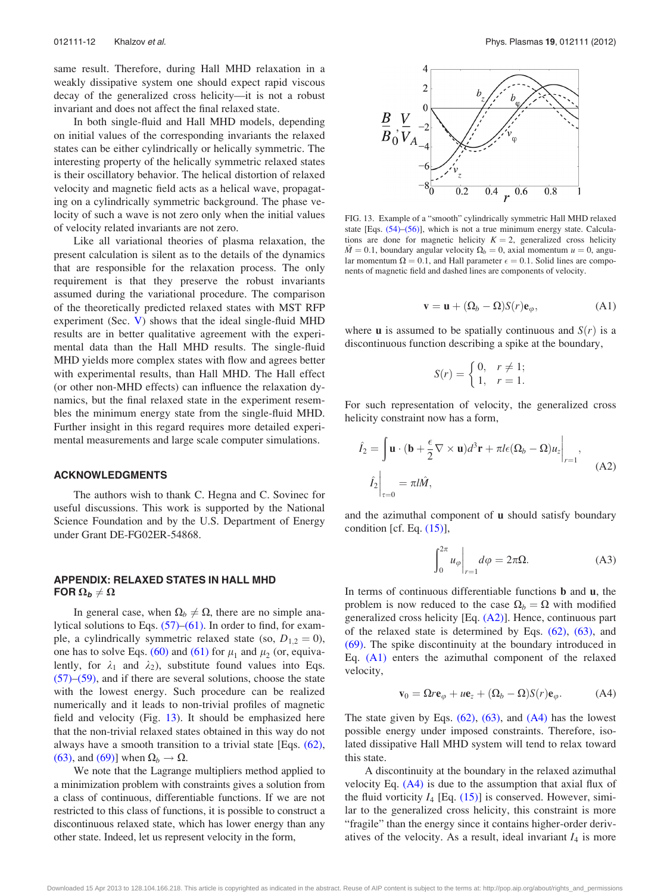same result. Therefore, during Hall MHD relaxation in a weakly dissipative system one should expect rapid viscous decay of the generalized cross helicity—it is not a robust invariant and does not affect the final relaxed state.

In both single-fluid and Hall MHD models, depending on initial values of the corresponding invariants the relaxed states can be either cylindrically or helically symmetric. The interesting property of the helically symmetric relaxed states is their oscillatory behavior. The helical distortion of relaxed velocity and magnetic field acts as a helical wave, propagating on a cylindrically symmetric background. The phase velocity of such a wave is not zero only when the initial values of velocity related invariants are not zero.

Like all variational theories of plasma relaxation, the present calculation is silent as to the details of the dynamics that are responsible for the relaxation process. The only requirement is that they preserve the robust invariants assumed during the variational procedure. The comparison of the theoretically predicted relaxed states with MST RFP experiment (Sec. V) shows that the ideal single-fluid MHD results are in better qualitative agreement with the experimental data than the Hall MHD results. The single-fluid MHD yields more complex states with flow and agrees better with experimental results, than Hall MHD. The Hall effect (or other non-MHD effects) can influence the relaxation dynamics, but the final relaxed state in the experiment resembles the minimum energy state from the single-fluid MHD. Further insight in this regard requires more detailed experimental measurements and large scale computer simulations.

## ACKNOWLEDGMENTS

The authors wish to thank C. Hegna and C. Sovinec for useful discussions. This work is supported by the National Science Foundation and by the U.S. Department of Energy under Grant DE-FG02ER-54868.

## APPENDIX: RELAXED STATES IN HALL MHD FOR $\Omega_b \neq \Omega$

In general case, when $\Omega_b \neq \Omega$, there are no simple analytical solutions to Eqs. (57)–(61). In order to find, for example, a cylindrically symmetric relaxed state (so, $D_{1,2} = 0$), one has to solve Eqs. (60) and (61) for $\mu_1$ and $\mu_2$ (or, equivalently, for $\lambda_1$ and $\lambda_2$), substitute found values into Eqs. (57)–(59), and if there are several solutions, choose the state with the lowest energy. Such procedure can be realized numerically and it leads to non-trivial profiles of magnetic field and velocity (Fig. 13). It should be emphasized here that the non-trivial relaxed states obtained in this way do not always have a smooth transition to a trivial state [Eqs. (62), (63), and (69)] when $\Omega_b \to \Omega$.

FIG. 13. Example of a "smooth" cylindrically symmetric Hall MHD relaxed state [Eqs. (54)–(56)], which is not a true minimum energy state. Calculations are done for magnetic helicity $K = 2$, generalized cross helicity $\hat{M} = 0.1$, boundary angular velocity $\Omega_b = 0$, axial momentum $u = 0$, angular momentum $\Omega = 0.1$, and Hall parameter $\epsilon = 0.1$. Solid lines are components of magnetic field and dashed lines are components of velocity.

We note that the Lagrange multipliers method applied to a minimization problem with constraints gives a solution from a class of continuous, differentiable functions. If we are not restricted to this class of functions, it is possible to construct a discontinuous relaxed state, which has lower energy than any other state. Indeed, let us represent velocity in the form,

$$\mathbf{v} = \mathbf{u} + (\Omega_b - \Omega)S(r)\mathbf{e}_\varphi, \tag{A1}$$

where $\mathbf{u}$ is assumed to be spatially continuous and $S(r)$ is a discontinuous function describing a spike at the boundary,

$$S(r) = \begin{cases} 0, & r \neq 1; \\ 1, & r = 1. \end{cases}$$

For such representation of velocity, the generalized cross helicity constraint now has a form,

$$\begin{aligned} \hat{I}_2 &= \int \mathbf{u} \cdot (\mathbf{b} + \frac{\epsilon}{2}\nabla \times \mathbf{u})d^3\mathbf{r} + \pi l \epsilon(\Omega_b - \Omega)u_z\Big|_{r=1}, \\ \hat{I}_2\Big|_{\tau=0} &= \pi l \hat{M}, \end{aligned} \tag{A2}$$

and the azimuthal component of $\mathbf{u}$ should satisfy boundary condition [cf. Eq. (15)],

$$\int_0^{2\pi} u_\varphi\Big|_{r=1} d\varphi = 2\pi\Omega. \tag{A3}$$

In terms of continuous differentiable functions $\mathbf{b}$ and $\mathbf{u}$, the problem is now reduced to the case $\Omega_b = \Omega$ with modified generalized cross helicity [Eq. (A2)]. Hence, continuous part of the relaxed state is determined by Eqs. (62), (63), and (69). The spike discontinuity at the boundary introduced in Eq. (A1) enters the azimuthal component of the relaxed velocity,

$$\mathbf{v}_0 = \Omega r \mathbf{e}_\varphi + u\mathbf{e}_z + (\Omega_b - \Omega)S(r)\mathbf{e}_\varphi. \tag{A4}$$

The state given by Eqs. (62), (63), and (A4) has the lowest possible energy under imposed constraints. Therefore, isolated dissipative Hall MHD system will tend to relax toward this state.

A discontinuity at the boundary in the relaxed azimuthal velocity Eq. (A4) is due to the assumption that axial flux of the fluid vorticity $I_4$ [Eq. (15)] is conserved. However, similar to the generalized cross helicity, this constraint is more "fragile" than the energy since it contains higher-order derivatives of the velocity. As a result, ideal invariant $I_4$ is more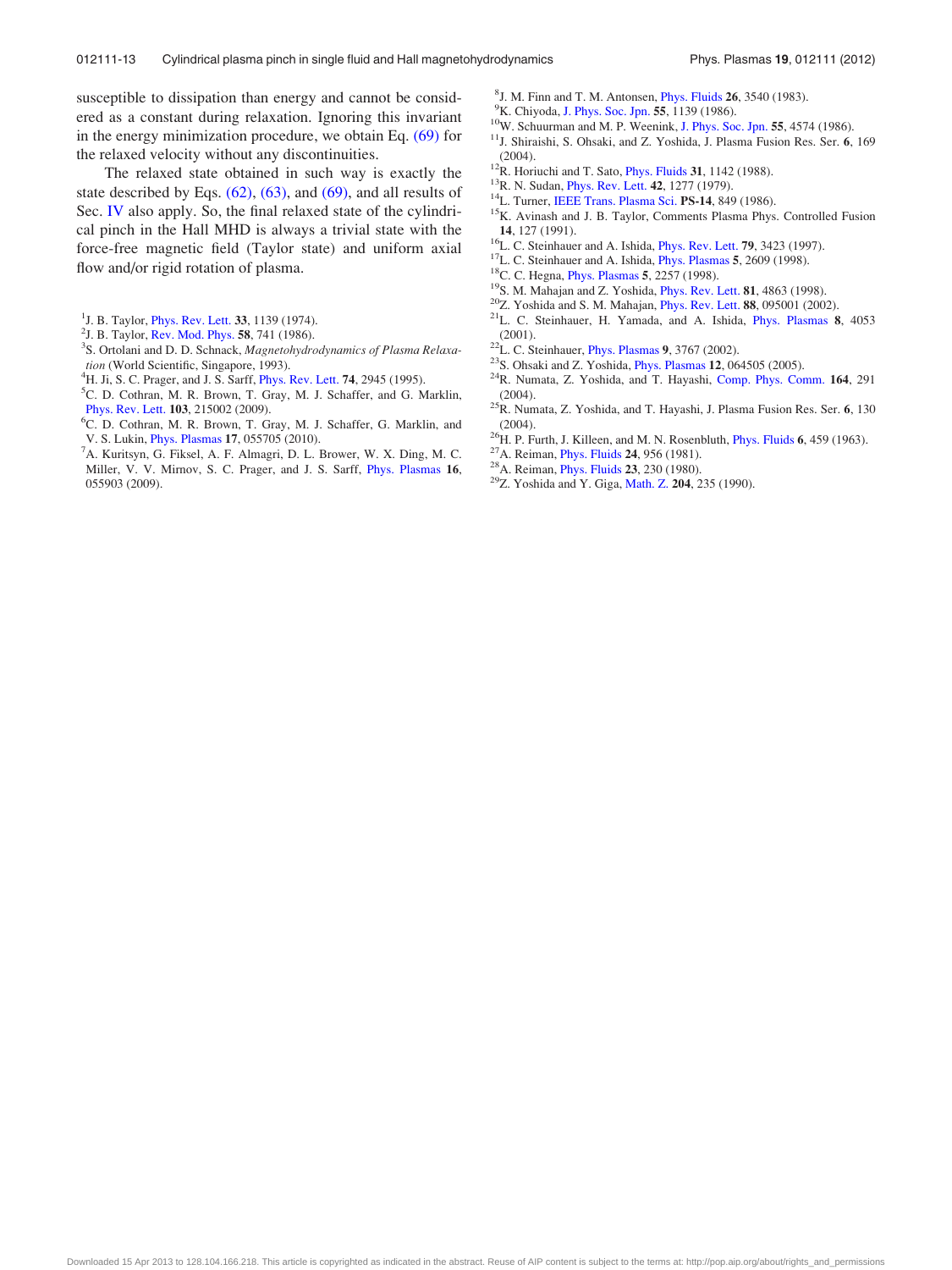susceptible to dissipation than energy and cannot be considered as a constant during relaxation. Ignoring this invariant in the energy minimization procedure, we obtain Eq. (69) for the relaxed velocity without any discontinuities.

The relaxed state obtained in such way is exactly the state described by Eqs. (62), (63), and (69), and all results of Sec. IV also apply. So, the final relaxed state of the cylindrical pinch in the Hall MHD is always a trivial state with the force-free magnetic field (Taylor state) and uniform axial flow and/or rigid rotation of plasma.

[1] J. B. Taylor, Phys. Rev. Lett. **33**, 1139 (1974).
[2] J. B. Taylor, Rev. Mod. Phys. **58**, 741 (1986).
[3] S. Ortolani and D. D. Schnack, *Magnetohydrodynamics of Plasma Relaxation* (World Scientific, Singapore, 1993).
[4] H. Ji, S. C. Prager, and J. S. Sarff, Phys. Rev. Lett. **74**, 2945 (1995).
[5] C. D. Cothran, M. R. Brown, T. Gray, M. J. Schaffer, and G. Marklin, Phys. Rev. Lett. **103**, 215002 (2009).
[6] C. D. Cothran, M. R. Brown, T. Gray, M. J. Schaffer, G. Marklin, and V. S. Lukin, Phys. Plasmas **17**, 055705 (2010).
[7] A. Kuritsyn, G. Fiksel, A. F. Almagri, D. L. Brower, W. X. Ding, M. C. Miller, V. V. Mirnov, S. C. Prager, and J. S. Sarff, Phys. Plasmas **16**, 055903 (2009).
[8] J. M. Finn and T. M. Antonsen, Phys. Fluids **26**, 3540 (1983).
[9] K. Chiyoda, J. Phys. Soc. Jpn. **55**, 1139 (1986).
[10] W. Schuurman and M. P. Weenink, J. Phys. Soc. Jpn. **55**, 4574 (1986).
[11] J. Shiraishi, S. Ohsaki, and Z. Yoshida, J. Plasma Fusion Res. Ser. **6**, 169 (2004).
[12] R. Horiuchi and T. Sato, Phys. Fluids **31**, 1142 (1988).
[13] R. N. Sudan, Phys. Rev. Lett. **42**, 1277 (1979).
[14] L. Turner, IEEE Trans. Plasma Sci. **PS-14**, 849 (1986).
[15] K. Avinash and J. B. Taylor, Comments Plasma Phys. Controlled Fusion **14**, 127 (1991).
[16] L. C. Steinhauer and A. Ishida, Phys. Rev. Lett. **79**, 3423 (1997).
[17] L. C. Steinhauer and A. Ishida, Phys. Plasmas **5**, 2609 (1998).
[18] C. C. Hegna, Phys. Plasmas **5**, 2257 (1998).
[19] S. M. Mahajan and Z. Yoshida, Phys. Rev. Lett. **81**, 4863 (1998).
[20] Z. Yoshida and S. M. Mahajan, Phys. Rev. Lett. **88**, 095001 (2002).
[21] L. C. Steinhauer, H. Yamada, and A. Ishida, Phys. Plasmas **8**, 4053 (2001).
[22] L. C. Steinhauer, Phys. Plasmas **9**, 3767 (2002).
[23] S. Ohsaki and Z. Yoshida, Phys. Plasmas **12**, 064505 (2005).
[24] R. Numata, Z. Yoshida, and T. Hayashi, Comp. Phys. Comm. **164**, 291 (2004).
[25] R. Numata, Z. Yoshida, and T. Hayashi, J. Plasma Fusion Res. Ser. **6**, 130 (2004).
[26] H. P. Furth, J. Killeen, and M. N. Rosenbluth, Phys. Fluids **6**, 459 (1963).
[27] A. Reiman, Phys. Fluids **24**, 956 (1981).
[28] A. Reiman, Phys. Fluids **23**, 230 (1980).
[29] Z. Yoshida and Y. Giga, Math. Z. **204**, 235 (1990).